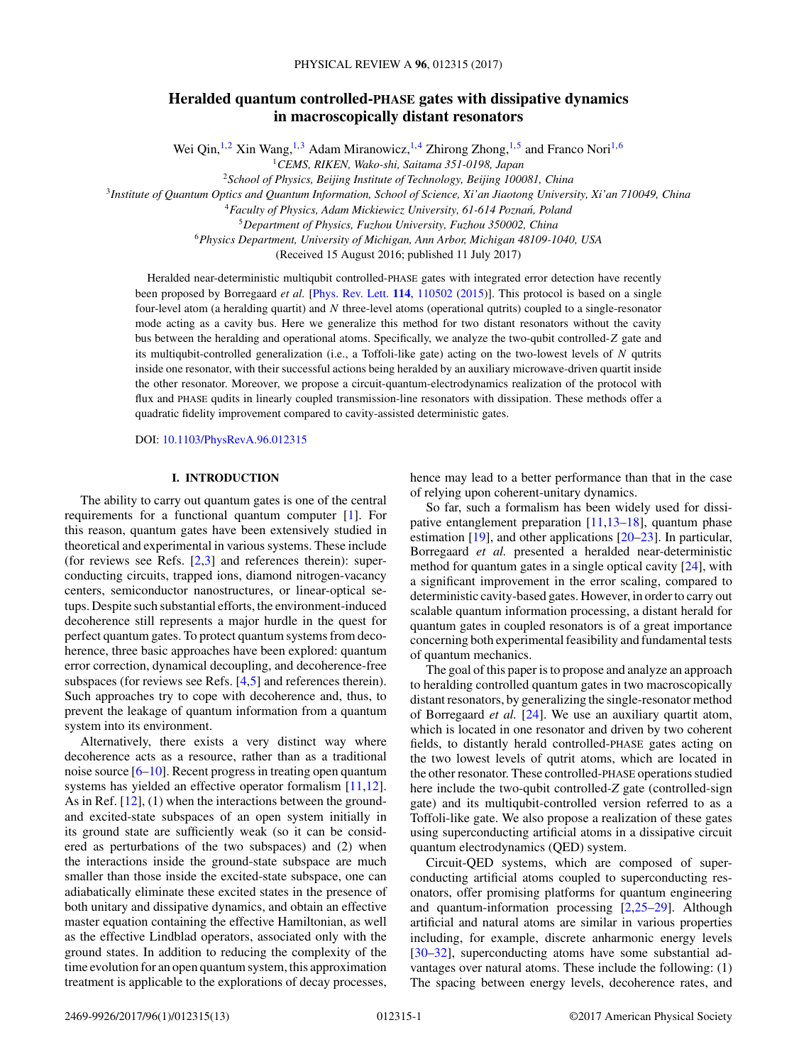# Heralded quantum controlled-PHASE gates with dissipative dynamics in macroscopically distant resonators

Wei Qin,[1,2] Xin Wang,[1,3] Adam Miranowicz,[1,4] Zhirong Zhong,[1,5] and Franco Nori[1,6]

[1]CEMS, RIKEN, Wako-shi, Saitama 351-0198, Japan

[2]School of Physics, Beijing Institute of Technology, Beijing 100081, China

[3]Institute of Quantum Optics and Quantum Information, School of Science, Xi'an Jiaotong University, Xi'an 710049, China

[4]Faculty of Physics, Adam Mickiewicz University, 61-614 Poznań, Poland

[5]Department of Physics, Fuzhou University, Fuzhou 350002, China

[6]Physics Department, University of Michigan, Ann Arbor, Michigan 48109-1040, USA

(Received 15 August 2016; published 11 July 2017)

Heralded near-deterministic multiqubit controlled-PHASE gates with integrated error detection have recently been proposed by Borregaard *et al.* [Phys. Rev. Lett. **114**, 110502 (2015)]. This protocol is based on a single four-level atom (a heralding quartit) and $N$ three-level atoms (operational qutrits) coupled to a single-resonator mode acting as a cavity bus. Here we generalize this method for two distant resonators without the cavity bus between the heralding and operational atoms. Specifically, we analyze the two-qubit controlled-$Z$ gate and its multiqubit-controlled generalization (i.e., a Toffoli-like gate) acting on the two-lowest levels of $N$ qutrits inside one resonator, with their successful actions being heralded by an auxiliary microwave-driven quartit inside the other resonator. Moreover, we propose a circuit-quantum-electrodynamics realization of the protocol with flux and PHASE qudits in linearly coupled transmission-line resonators with dissipation. These methods offer a quadratic fidelity improvement compared to cavity-assisted deterministic gates.

DOI: 10.1103/PhysRevA.96.012315

## I. INTRODUCTION

The ability to carry out quantum gates is one of the central requirements for a functional quantum computer [1]. For this reason, quantum gates have been extensively studied in theoretical and experimental in various systems. These include (for reviews see Refs. [2,3] and references therein): superconducting circuits, trapped ions, diamond nitrogen-vacancy centers, semiconductor nanostructures, or linear-optical setups. Despite such substantial efforts, the environment-induced decoherence still represents a major hurdle in the quest for perfect quantum gates. To protect quantum systems from decoherence, three basic approaches have been explored: quantum error correction, dynamical decoupling, and decoherence-free subspaces (for reviews see Refs. [4,5] and references therein). Such approaches try to cope with decoherence and, thus, to prevent the leakage of quantum information from a quantum system into its environment.

Alternatively, there exists a very distinct way where decoherence acts as a resource, rather than as a traditional noise source [6–10]. Recent progress in treating open quantum systems has yielded an effective operator formalism [11,12]. As in Ref. [12], (1) when the interactions between the ground- and excited-state subspaces of an open system initially in its ground state are sufficiently weak (so it can be considered as perturbations of the two subspaces) and (2) when the interactions inside the ground-state subspace are much smaller than those inside the excited-state subspace, one can adiabatically eliminate these excited states in the presence of both unitary and dissipative dynamics, and obtain an effective master equation containing the effective Hamiltonian, as well as the effective Lindblad operators, associated only with the ground states. In addition to reducing the complexity of the time evolution for an open quantum system, this approximation treatment is applicable to the explorations of decay processes, hence may lead to a better performance than that in the case of relying upon coherent-unitary dynamics.

So far, such a formalism has been widely used for dissipative entanglement preparation [11,13–18], quantum phase estimation [19], and other applications [20–23]. In particular, Borregaard *et al.* presented a heralded near-deterministic method for quantum gates in a single optical cavity [24], with a significant improvement in the error scaling, compared to deterministic cavity-based gates. However, in order to carry out scalable quantum information processing, a distant herald for quantum gates in coupled resonators is of a great importance concerning both experimental feasibility and fundamental tests of quantum mechanics.

The goal of this paper is to propose and analyze an approach to heralding controlled quantum gates in two macroscopically distant resonators, by generalizing the single-resonator method of Borregaard *et al.* [24]. We use an auxiliary quartit atom, which is located in one resonator and driven by two coherent fields, to distantly herald controlled-PHASE gates acting on the two lowest levels of qutrit atoms, which are located in the other resonator. These controlled-PHASE operations studied here include the two-qubit controlled-$Z$ gate (controlled-sign gate) and its multiqubit-controlled version referred to as a Toffoli-like gate. We also propose a realization of these gates using superconducting artificial atoms in a dissipative circuit quantum electrodynamics (QED) system.

Circuit-QED systems, which are composed of superconducting artificial atoms coupled to superconducting resonators, offer promising platforms for quantum engineering and quantum-information processing [2,25–29]. Although artificial and natural atoms are similar in various properties including, for example, discrete anharmonic energy levels [30–32], superconducting atoms have some substantial advantages over natural atoms. These include the following: (1) The spacing between energy levels, decoherence rates, and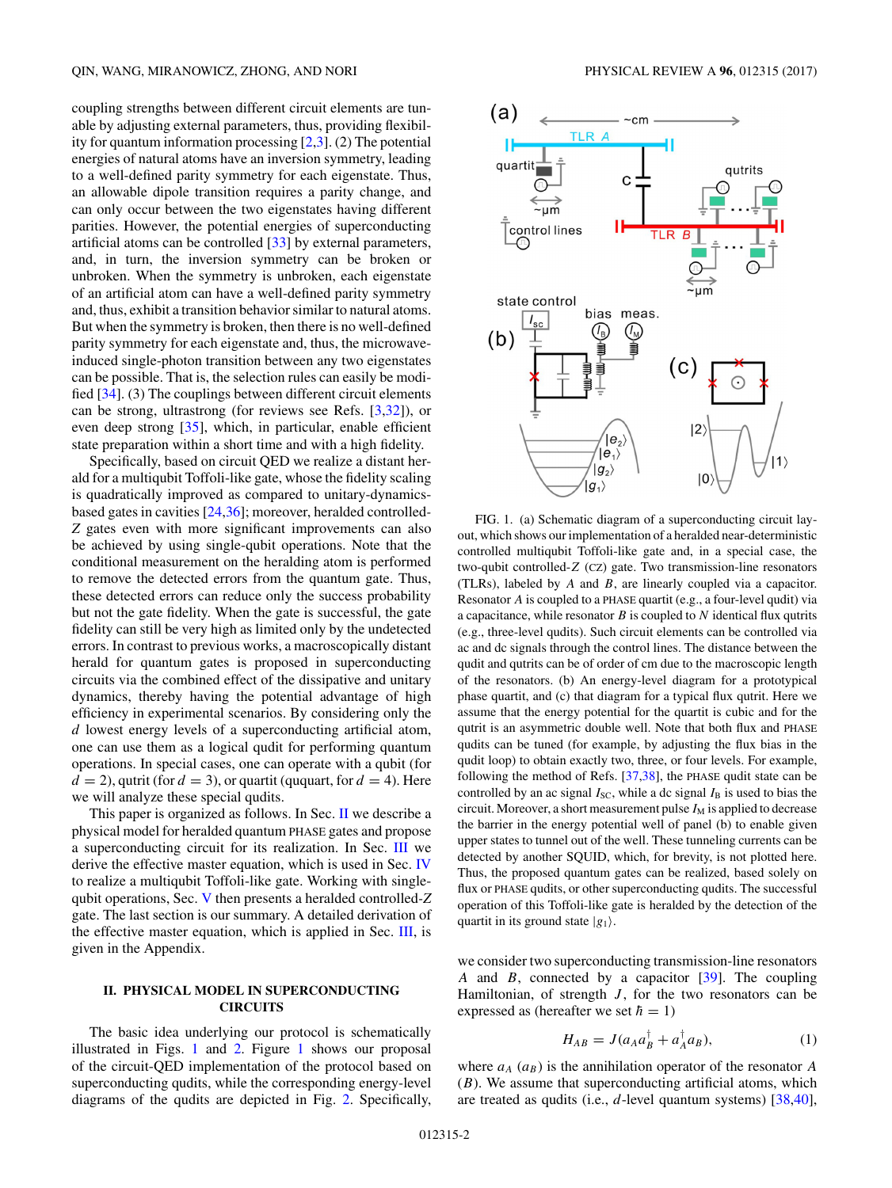coupling strengths between different circuit elements are tunable by adjusting external parameters, thus, providing flexibility for quantum information processing [2,3]. (2) The potential energies of natural atoms have an inversion symmetry, leading to a well-defined parity symmetry for each eigenstate. Thus, an allowable dipole transition requires a parity change, and can only occur between the two eigenstates having different parities. However, the potential energies of superconducting artificial atoms can be controlled [33] by external parameters, and, in turn, the inversion symmetry can be broken or unbroken. When the symmetry is unbroken, each eigenstate of an artificial atom can have a well-defined parity symmetry and, thus, exhibit a transition behavior similar to natural atoms. But when the symmetry is broken, then there is no well-defined parity symmetry for each eigenstate and, thus, the microwave-induced single-photon transition between any two eigenstates can be possible. That is, the selection rules can easily be modified [34]. (3) The couplings between different circuit elements can be strong, ultrastrong (for reviews see Refs. [3,32]), or even deep strong [35], which, in particular, enable efficient state preparation within a short time and with a high fidelity.

Specifically, based on circuit QED we realize a distant herald for a multiqubit Toffoli-like gate, whose the fidelity scaling is quadratically improved as compared to unitary-dynamics-based gates in cavities [24,36]; moreover, heralded controlled-$Z$ gates even with more significant improvements can also be achieved by using single-qubit operations. Note that the conditional measurement on the heralding atom is performed to remove the detected errors from the quantum gate. Thus, these detected errors can reduce only the success probability but not the gate fidelity. When the gate is successful, the gate fidelity can still be very high as limited only by the undetected errors. In contrast to previous works, a macroscopically distant herald for quantum gates is proposed in superconducting circuits via the combined effect of the dissipative and unitary dynamics, thereby having the potential advantage of high efficiency in experimental scenarios. By considering only the $d$ lowest energy levels of a superconducting artificial atom, one can use them as a logical qudit for performing quantum operations. In special cases, one can operate with a qubit (for $d = 2$), qutrit (for $d = 3$), or quartit (ququart, for $d = 4$). Here we will analyze these special qudits.

This paper is organized as follows. In Sec. II we describe a physical model for heralded quantum PHASE gates and propose a superconducting circuit for its realization. In Sec. III we derive the effective master equation, which is used in Sec. IV to realize a multiqubit Toffoli-like gate. Working with single-qubit operations, Sec. V then presents a heralded controlled-$Z$ gate. The last section is our summary. A detailed derivation of the effective master equation, which is applied in Sec. III, is given in the Appendix.

## II. PHYSICAL MODEL IN SUPERCONDUCTING CIRCUITS

The basic idea underlying our protocol is schematically illustrated in Figs. 1 and 2. Figure 1 shows our proposal of the circuit-QED implementation of the protocol based on superconducting qudits, while the corresponding energy-level diagrams of the qudits are depicted in Fig. 2. Specifically, we consider two superconducting transmission-line resonators $A$ and $B$, connected by a capacitor [39]. The coupling Hamiltonian, of strength $J$, for the two resonators can be expressed as (hereafter we set $\hbar = 1$)

$$H_{AB} = J(a_A a_B^\dagger + a_A^\dagger a_B), \tag{1}$$

where $a_A$ ($a_B$) is the annihilation operator of the resonator $A$ ($B$). We assume that superconducting artificial atoms, which are treated as qudits (i.e., $d$-level quantum systems) [38,40],

(a) ~cm TLR A quartit C qutrits ~μm control lines TLR B ~μm
(b) state control $I_{sc}$ bias meas. $I_B$ $I_M$ $|e_2\rangle$ $|e_1\rangle$ $|g_2\rangle$ $|g_1\rangle$
(c) $|2\rangle$ $|1\rangle$ $|0\rangle$

FIG. 1. (a) Schematic diagram of a superconducting circuit layout, which shows our implementation of a heralded near-deterministic controlled multiqubit Toffoli-like gate and, in a special case, the two-qubit controlled-$Z$ (CZ) gate. Two transmission-line resonators (TLRs), labeled by $A$ and $B$, are linearly coupled via a capacitor. Resonator $A$ is coupled to a PHASE quartit (e.g., a four-level qudit) via a capacitance, while resonator $B$ is coupled to $N$ identical flux qutrits (e.g., three-level qudits). Such circuit elements can be controlled via ac and dc signals through the control lines. The distance between the qudit and qutrits can be of order of cm due to the macroscopic length of the resonators. (b) An energy-level diagram for a prototypical phase quartit, and (c) that diagram for a typical flux qutrit. Here we assume that the energy potential for the quartit is cubic and for the qutrit is an asymmetric double well. Note that both flux and PHASE qudits can be tuned (for example, by adjusting the flux bias in the qudit loop) to obtain exactly two, three, or four levels. For example, following the method of Refs. [37,38], the PHASE qudit state can be controlled by an ac signal $I_{\mathrm{SC}}$, while a dc signal $I_{\mathrm{B}}$ is used to bias the circuit. Moreover, a short measurement pulse $I_{\mathrm{M}}$ is applied to decrease the barrier in the energy potential well of panel (b) to enable given upper states to tunnel out of the well. These tunneling currents can be detected by another SQUID, which, for brevity, is not plotted here. Thus, the proposed quantum gates can be realized, based solely on flux or PHASE qudits, or other superconducting qudits. The successful operation of this Toffoli-like gate is heralded by the detection of the quartit in its ground state $|g_1\rangle$.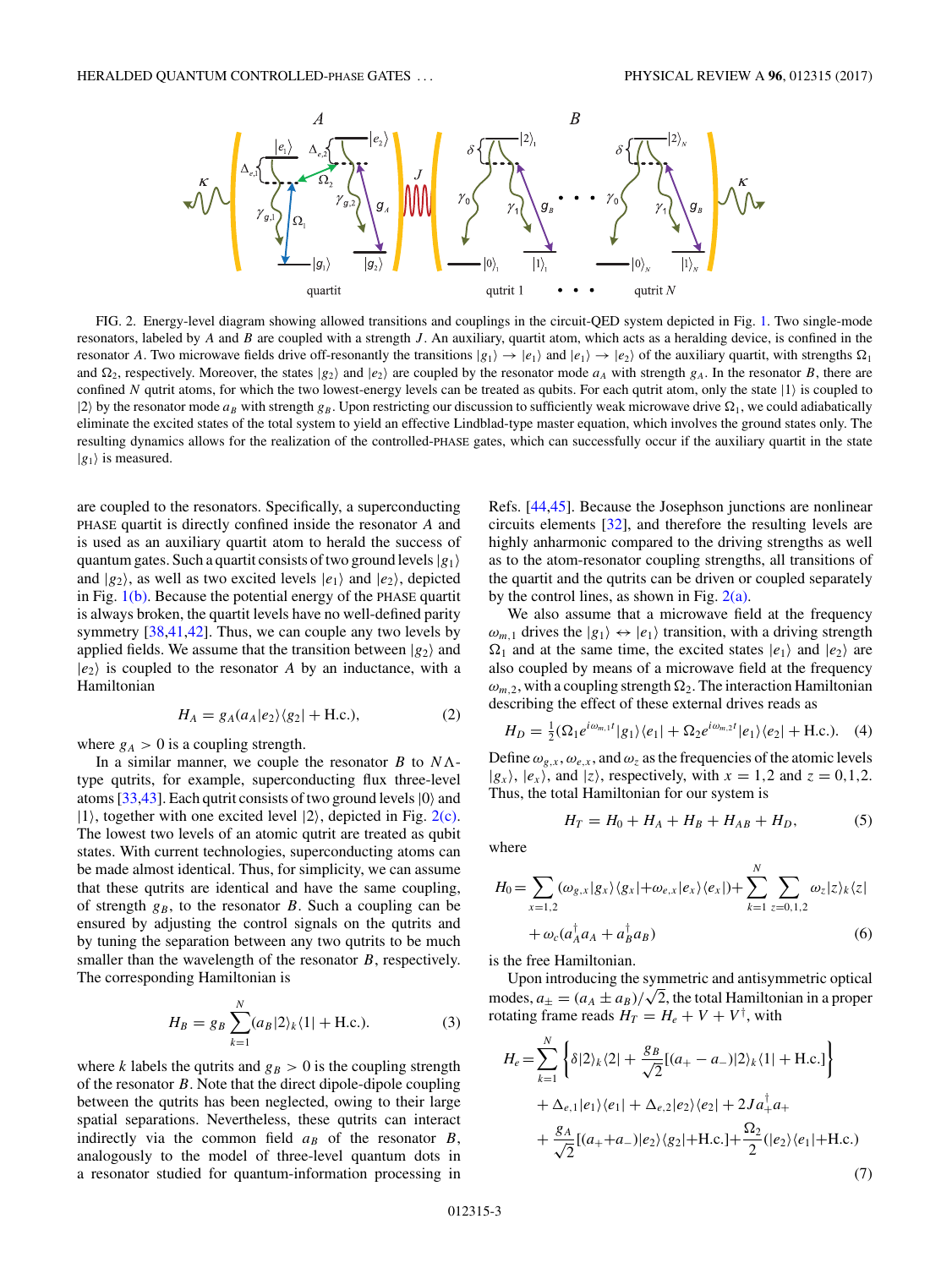FIG. 2. Energy-level diagram showing allowed transitions and couplings in the circuit-QED system depicted in Fig. 1. Two single-mode resonators, labeled by $A$ and $B$ are coupled with a strength $J$. An auxiliary, quartit atom, which acts as a heralding device, is confined in the resonator $A$. Two microwave fields drive off-resonantly the transitions $|g_1\rangle \to |e_1\rangle$ and $|e_1\rangle \to |e_2\rangle$ of the auxiliary quartit, with strengths $\Omega_1$ and $\Omega_2$, respectively. Moreover, the states $|g_2\rangle$ and $|e_2\rangle$ are coupled by the resonator mode $a_A$ with strength $g_A$. In the resonator $B$, there are confined $N$ qutrit atoms, for which the two lowest-energy levels can be treated as qubits. For each qutrit atom, only the state $|1\rangle$ is coupled to $|2\rangle$ by the resonator mode $a_B$ with strength $g_B$. Upon restricting our discussion to sufficiently weak microwave drive $\Omega_1$, we could adiabatically eliminate the excited states of the total system to yield an effective Lindblad-type master equation, which involves the ground states only. The resulting dynamics allows for the realization of the controlled-PHASE gates, which can successfully occur if the auxiliary quartit in the state $|g_1\rangle$ is measured.

are coupled to the resonators. Specifically, a superconducting PHASE quartit is directly confined inside the resonator $A$ and is used as an auxiliary quartit atom to herald the success of quantum gates. Such a quartit consists of two ground levels $|g_1\rangle$ and $|g_2\rangle$, as well as two excited levels $|e_1\rangle$ and $|e_2\rangle$, depicted in Fig. 1(b). Because the potential energy of the PHASE quartit is always broken, the quartit levels have no well-defined parity symmetry [38,41,42]. Thus, we can couple any two levels by applied fields. We assume that the transition between $|g_2\rangle$ and $|e_2\rangle$ is coupled to the resonator $A$ by an inductance, with a Hamiltonian

$$H_A = g_A(a_A|e_2\rangle\langle g_2| + \text{H.c.}), \tag{2}$$

where $g_A > 0$ is a coupling strength.

In a similar manner, we couple the resonator $B$ to $N$ $\Lambda$-type qutrits, for example, superconducting flux three-level atoms [33,43]. Each qutrit consists of two ground levels $|0\rangle$ and $|1\rangle$, together with one excited level $|2\rangle$, depicted in Fig. 2(c). The lowest two levels of an atomic qutrit are treated as qubit states. With current technologies, superconducting atoms can be made almost identical. Thus, for simplicity, we can assume that these qutrits are identical and have the same coupling, of strength $g_B$, to the resonator $B$. Such a coupling can be ensured by adjusting the control signals on the qutrits and by tuning the separation between any two qutrits to be much smaller than the wavelength of the resonator $B$, respectively. The corresponding Hamiltonian is

$$H_B = g_B\sum_{k=1}^{N}(a_B|2\rangle_k\langle 1| + \text{H.c.}). \tag{3}$$

where $k$ labels the qutrits and $g_B > 0$ is the coupling strength of the resonator $B$. Note that the direct dipole-dipole coupling between the qutrits has been neglected, owing to their large spatial separations. Nevertheless, these qutrits can interact indirectly via the common field $a_B$ of the resonator $B$, analogously to the model of three-level quantum dots in a resonator studied for quantum-information processing in Refs. [44,45]. Because the Josephson junctions are nonlinear circuits elements [32], and therefore the resulting levels are highly anharmonic compared to the driving strengths as well as to the atom-resonator coupling strengths, all transitions of the quartit and the qutrits can be driven or coupled separately by the control lines, as shown in Fig. 2(a).

We also assume that a microwave field at the frequency $\omega_{m,1}$ drives the $|g_1\rangle \leftrightarrow |e_1\rangle$ transition, with a driving strength $\Omega_1$ and at the same time, the excited states $|e_1\rangle$ and $|e_2\rangle$ are also coupled by means of a microwave field at the frequency $\omega_{m,2}$, with a coupling strength $\Omega_2$. The interaction Hamiltonian describing the effect of these external drives reads as

$$H_D = \tfrac{1}{2}(\Omega_1 e^{i\omega_{m,1}t}|g_1\rangle\langle e_1| + \Omega_2 e^{i\omega_{m,2}t}|e_1\rangle\langle e_2| + \text{H.c.}). \tag{4}$$

Define $\omega_{g,x}, \omega_{e,x}$, and $\omega_z$ as the frequencies of the atomic levels $|g_x\rangle$, $|e_x\rangle$, and $|z\rangle$, respectively, with $x = 1,2$ and $z = 0,1,2$. Thus, the total Hamiltonian for our system is

$$H_T = H_0 + H_A + H_B + H_{AB} + H_D, \tag{5}$$

where

$$H_0 = \sum_{x=1,2}(\omega_{g,x}|g_x\rangle\langle g_x| + \omega_{e,x}|e_x\rangle\langle e_x|) + \sum_{k=1}^{N}\sum_{z=0,1,2}\omega_z|z\rangle_k\langle z| + \omega_c(a_A^\dagger a_A + a_B^\dagger a_B) \tag{6}$$

is the free Hamiltonian.

Upon introducing the symmetric and antisymmetric optical modes, $a_\pm = (a_A \pm a_B)/\sqrt{2}$, the total Hamiltonian in a proper rotating frame reads $H_T = H_e + V + V^\dagger$, with

$$\begin{aligned}H_e = &\sum_{k=1}^{N}\left\{\delta|2\rangle_k\langle 2| + \frac{g_B}{\sqrt{2}}[(a_+ - a_-)|2\rangle_k\langle 1| + \text{H.c.}]\right\}\\ &+ \Delta_{e,1}|e_1\rangle\langle e_1| + \Delta_{e,2}|e_2\rangle\langle e_2| + 2Ja_+^\dagger a_+\\ &+ \frac{g_A}{\sqrt{2}}[(a_+ + a_-)|e_2\rangle\langle g_2| + \text{H.c.}] + \frac{\Omega_2}{2}(|e_2\rangle\langle e_1| + \text{H.c.})\end{aligned} \tag{7}$$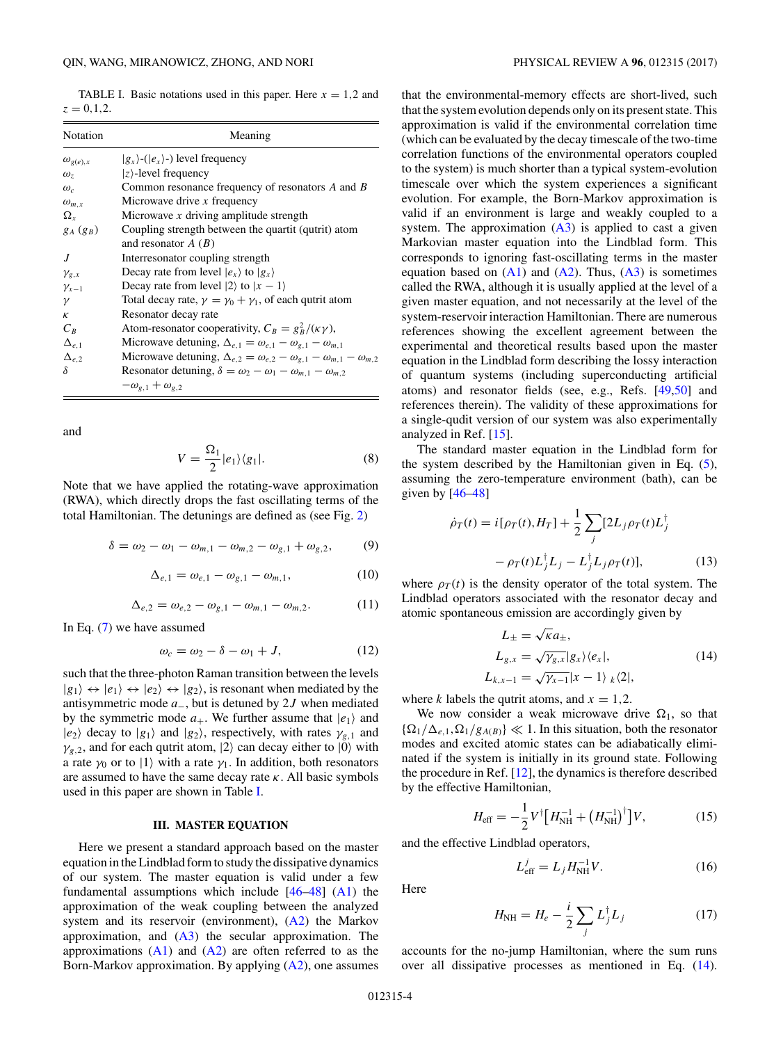TABLE I. Basic notations used in this paper. Here $x = 1,2$ and $z = 0,1,2$.

| Notation | Meaning |
|---|---|
| $\omega_{g(e),x}$ | $\|g_x\rangle$-($\|e_x\rangle$-) level frequency |
| $\omega_z$ | $\|z\rangle$-level frequency |
| $\omega_c$ | Common resonance frequency of resonators $A$ and $B$ |
| $\omega_{m,x}$ | Microwave drive $x$ frequency |
| $\Omega_x$ | Microwave $x$ driving amplitude strength |
| $g_A$ ($g_B$) | Coupling strength between the quartit (qutrit) atom and resonator $A$ ($B$) |
| $J$ | Interresonator coupling strength |
| $\gamma_{g,x}$ | Decay rate from level $\|e_x\rangle$ to $\|g_x\rangle$ |
| $\gamma_{x-1}$ | Decay rate from level $\|2\rangle$ to $\|x-1\rangle$ |
| $\gamma$ | Total decay rate, $\gamma = \gamma_0 + \gamma_1$, of each qutrit atom |
| $\kappa$ | Resonator decay rate |
| $C_B$ | Atom-resonator cooperativity, $C_B = g_B^2/(\kappa\gamma)$, |
| $\Delta_{e,1}$ | Microwave detuning, $\Delta_{e,1} = \omega_{e,1} - \omega_{g,1} - \omega_{m,1}$ |
| $\Delta_{e,2}$ | Microwave detuning, $\Delta_{e,2} = \omega_{e,2} - \omega_{g,1} - \omega_{m,1} - \omega_{m,2}$ |
| $\delta$ | Resonator detuning, $\delta = \omega_2 - \omega_1 - \omega_{m,1} - \omega_{m,2} - \omega_{g,1} + \omega_{g,2}$ |

and

$$V = \frac{\Omega_1}{2}|e_1\rangle\langle g_1|. \tag{8}$$

Note that we have applied the rotating-wave approximation (RWA), which directly drops the fast oscillating terms of the total Hamiltonian. The detunings are defined as (see Fig. 2)

$$\delta = \omega_2 - \omega_1 - \omega_{m,1} - \omega_{m,2} - \omega_{g,1} + \omega_{g,2}, \tag{9}$$

$$\Delta_{e,1} = \omega_{e,1} - \omega_{g,1} - \omega_{m,1}, \tag{10}$$

$$\Delta_{e,2} = \omega_{e,2} - \omega_{g,1} - \omega_{m,1} - \omega_{m,2}. \tag{11}$$

In Eq. (7) we have assumed

$$\omega_c = \omega_2 - \delta - \omega_1 + J, \tag{12}$$

such that the three-photon Raman transition between the levels $|g_1\rangle \leftrightarrow |e_1\rangle \leftrightarrow |e_2\rangle \leftrightarrow |g_2\rangle$, is resonant when mediated by the antisymmetric mode $a_-$, but is detuned by $2J$ when mediated by the symmetric mode $a_+$. We further assume that $|e_1\rangle$ and $|e_2\rangle$ decay to $|g_1\rangle$ and $|g_2\rangle$, respectively, with rates $\gamma_{g,1}$ and $\gamma_{g,2}$, and for each qutrit atom, $|2\rangle$ can decay either to $|0\rangle$ with a rate $\gamma_0$ or to $|1\rangle$ with a rate $\gamma_1$. In addition, both resonators are assumed to have the same decay rate $\kappa$. All symbols used in this paper are shown in Table I.

## III. MASTER EQUATION

Here we present a standard approach based on the master equation in the Lindblad form to study the dissipative dynamics of our system. The master equation is valid under a few fundamental assumptions which include [46–48] (A1) the approximation of the weak coupling between the analyzed system and its reservoir (environment), (A2) the Markov approximation, and (A3) the secular approximation. The approximations (A1) and (A2) are often referred to as the Born-Markov approximation. By applying (A2), one assumes that the environmental-memory effects are short-lived, such that the system evolution depends only on its present state. This approximation is valid if the environmental correlation time (which can be evaluated by the decay timescale of the two-time correlation functions of the environmental operators coupled to the system) is much shorter than a typical system-evolution timescale over which the system experiences a significant evolution. For example, the Born-Markov approximation is valid if an environment is large and weakly coupled to a system. The approximation (A3) is applied to cast a given Markovian master equation into the Lindblad form. This corresponds to ignoring fast-oscillating terms in the master equation based on (A1) and (A2). Thus, (A3) is sometimes called the RWA, although it is usually applied at the level of a given master equation, and not necessarily at the level of the system-reservoir interaction Hamiltonian. There are numerous references showing the excellent agreement between the experimental and theoretical results based upon the master equation in the Lindblad form describing the lossy interaction of quantum systems (including superconducting artificial atoms) and resonator fields (see, e.g., Refs. [49,50] and references therein). The validity of these approximations for a single-qudit version of our system was also experimentally analyzed in Ref. [15].

The standard master equation in the Lindblad form for the system described by the Hamiltonian given in Eq. (5), assuming the zero-temperature environment (bath), can be given by [46–48]

$$\dot{\rho}_T(t) = i[\rho_T(t), H_T] + \frac{1}{2}\sum_j [2L_j\rho_T(t)L_j^\dagger - \rho_T(t)L_j^\dagger L_j - L_j^\dagger L_j\rho_T(t)], \tag{13}$$

where $\rho_T(t)$ is the density operator of the total system. The Lindblad operators associated with the resonator decay and atomic spontaneous emission are accordingly given by

$$\begin{aligned} L_\pm &= \sqrt{\kappa}a_\pm, \\ L_{g,x} &= \sqrt{\gamma_{g,x}}|g_x\rangle\langle e_x|, \\ L_{k,x-1} &= \sqrt{\gamma_{x-1}}|x-1\rangle_k\langle 2|, \end{aligned} \tag{14}$$

where $k$ labels the qutrit atoms, and $x = 1,2$.

We now consider a weak microwave drive $\Omega_1$, so that $\{\Omega_1/\Delta_{e,1}, \Omega_1/g_{A(B)}\} \ll 1$. In this situation, both the resonator modes and excited atomic states can be adiabatically eliminated if the system is initially in its ground state. Following the procedure in Ref. [12], the dynamics is therefore described by the effective Hamiltonian,

$$H_{\text{eff}} = -\frac{1}{2}V^\dagger\left[H_{\text{NH}}^{-1} + \left(H_{\text{NH}}^{-1}\right)^\dagger\right]V, \tag{15}$$

and the effective Lindblad operators,

$$L_{\text{eff}}^j = L_j H_{\text{NH}}^{-1} V. \tag{16}$$

Here

$$H_{\text{NH}} = H_e - \frac{i}{2}\sum_j L_j^\dagger L_j \tag{17}$$

accounts for the no-jump Hamiltonian, where the sum runs over all dissipative processes as mentioned in Eq. (14).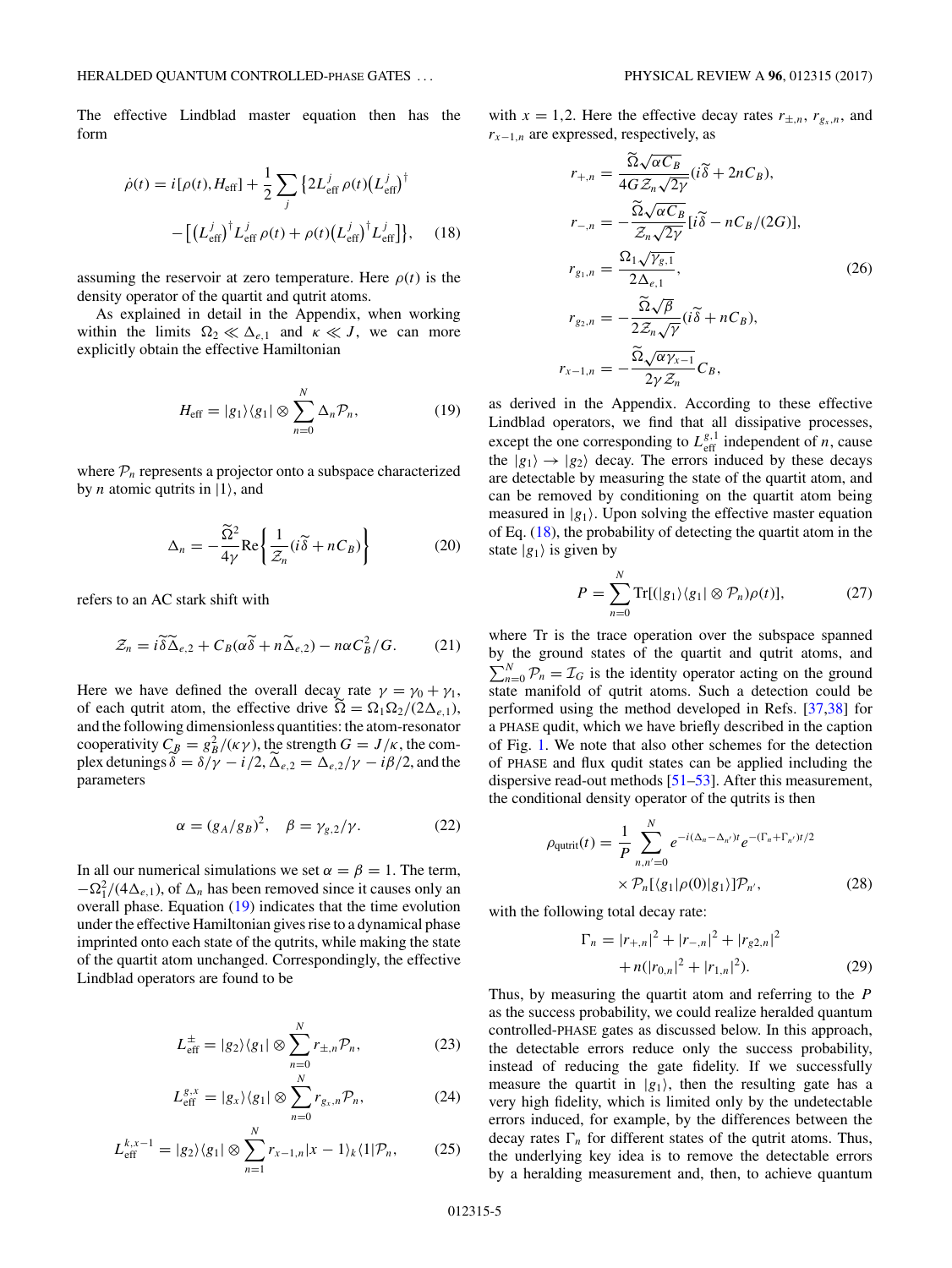The effective Lindblad master equation then has the form

$$\dot{\rho}(t) = i[\rho(t), H_{\rm eff}] + \frac{1}{2}\sum_j \{2L_{\rm eff}^j \rho(t)(L_{\rm eff}^j)^\dagger - [(L_{\rm eff}^j)^\dagger L_{\rm eff}^j \rho(t) + \rho(t)(L_{\rm eff}^j)^\dagger L_{\rm eff}^j]\}, \quad (18)$$

assuming the reservoir at zero temperature. Here $\rho(t)$ is the density operator of the quartit and qutrit atoms.

As explained in detail in the Appendix, when working within the limits $\Omega_2 \ll \Delta_{e,1}$ and $\kappa \ll J$, we can more explicitly obtain the effective Hamiltonian

$$H_{\rm eff} = |g_1\rangle\langle g_1| \otimes \sum_{n=0}^{N} \Delta_n \mathcal{P}_n, \quad (19)$$

where $\mathcal{P}_n$ represents a projector onto a subspace characterized by $n$ atomic qutrits in $|1\rangle$, and

$$\Delta_n = -\frac{\widetilde{\Omega}^2}{4\gamma}\mathrm{Re}\left\{\frac{1}{\mathcal{Z}_n}(i\widetilde{\delta} + nC_B)\right\} \quad (20)$$

refers to an AC stark shift with

$$\mathcal{Z}_n = i\widetilde{\delta}\widetilde{\Delta}_{e,2} + C_B(\alpha\widetilde{\delta} + n\widetilde{\Delta}_{e,2}) - n\alpha C_B^2/G. \quad (21)$$

Here we have defined the overall decay rate $\gamma = \gamma_0 + \gamma_1$, of each qutrit atom, the effective drive $\widetilde{\Omega} = \Omega_1\Omega_2/(2\Delta_{e,1})$, and the following dimensionless quantities: the atom-resonator cooperativity $C_B = g_B^2/(\kappa\gamma)$, the strength $G = J/\kappa$, the complex detunings $\widetilde{\delta} = \delta/\gamma - i/2$, $\widetilde{\Delta}_{e,2} = \Delta_{e,2}/\gamma - i\beta/2$, and the parameters

$$\alpha = (g_A/g_B)^2, \quad \beta = \gamma_{g,2}/\gamma. \quad (22)$$

In all our numerical simulations we set $\alpha = \beta = 1$. The term, $-\Omega_1^2/(4\Delta_{e,1})$, of $\Delta_n$ has been removed since it causes only an overall phase. Equation (19) indicates that the time evolution under the effective Hamiltonian gives rise to a dynamical phase imprinted onto each state of the qutrits, while making the state of the quartit atom unchanged. Correspondingly, the effective Lindblad operators are found to be

$$L_{\rm eff}^{\pm} = |g_2\rangle\langle g_1| \otimes \sum_{n=0}^{N} r_{\pm,n}\mathcal{P}_n, \quad (23)$$

$$L_{\rm eff}^{g,x} = |g_x\rangle\langle g_1| \otimes \sum_{n=0}^{N} r_{g_x,n}\mathcal{P}_n, \quad (24)$$

$$L_{\rm eff}^{k,x-1} = |g_2\rangle\langle g_1| \otimes \sum_{n=1}^{N} r_{x-1,n}|x-1\rangle_k\langle 1|\mathcal{P}_n, \quad (25)$$

with $x = 1,2$. Here the effective decay rates $r_{\pm,n}$, $r_{g_x,n}$, and $r_{x-1,n}$ are expressed, respectively, as

$$\begin{aligned} r_{+,n} &= \frac{\widetilde{\Omega}\sqrt{\alpha C_B}}{4G\mathcal{Z}_n\sqrt{2\gamma}}(i\widetilde{\delta} + 2nC_B), \\ r_{-,n} &= -\frac{\widetilde{\Omega}\sqrt{\alpha C_B}}{\mathcal{Z}_n\sqrt{2\gamma}}[i\widetilde{\delta} - nC_B/(2G)], \\ r_{g_1,n} &= \frac{\Omega_1\sqrt{\gamma_{g,1}}}{2\Delta_{e,1}}, \\ r_{g_2,n} &= -\frac{\widetilde{\Omega}\sqrt{\beta}}{2\mathcal{Z}_n\sqrt{\gamma}}(i\widetilde{\delta} + nC_B), \\ r_{x-1,n} &= -\frac{\widetilde{\Omega}\sqrt{\alpha\gamma_{x-1}}}{2\gamma\mathcal{Z}_n}C_B, \end{aligned} \quad (26)$$

as derived in the Appendix. According to these effective Lindblad operators, we find that all dissipative processes, except the one corresponding to $L_{\rm eff}^{g,1}$ independent of $n$, cause the $|g_1\rangle \to |g_2\rangle$ decay. The errors induced by these decays are detectable by measuring the state of the quartit atom, and can be removed by conditioning on the quartit atom being measured in $|g_1\rangle$. Upon solving the effective master equation of Eq. (18), the probability of detecting the quartit atom in the state $|g_1\rangle$ is given by

$$P = \sum_{n=0}^{N}\mathrm{Tr}[(|g_1\rangle\langle g_1| \otimes \mathcal{P}_n)\rho(t)], \quad (27)$$

where Tr is the trace operation over the subspace spanned by the ground states of the quartit and qutrit atoms, and $\sum_{n=0}^{N}\mathcal{P}_n = \mathcal{I}_G$ is the identity operator acting on the ground state manifold of qutrit atoms. Such a detection could be performed using the method developed in Refs. [37,38] for a PHASE qudit, which we have briefly described in the caption of Fig. 1. We note that also other schemes for the detection of PHASE and flux qudit states can be applied including the dispersive read-out methods [51–53]. After this measurement, the conditional density operator of the qutrits is then

$$\rho_{\rm qutrit}(t) = \frac{1}{P}\sum_{n,n'=0}^{N} e^{-i(\Delta_n - \Delta_{n'})t}e^{-(\Gamma_n + \Gamma_{n'})t/2} \times \mathcal{P}_n[\langle g_1|\rho(0)|g_1\rangle]\mathcal{P}_{n'}, \quad (28)$$

with the following total decay rate:

$$\Gamma_n = |r_{+,n}|^2 + |r_{-,n}|^2 + |r_{g2,n}|^2 + n(|r_{0,n}|^2 + |r_{1,n}|^2). \quad (29)$$

Thus, by measuring the quartit atom and referring to the $P$ as the success probability, we could realize heralded quantum controlled-PHASE gates as discussed below. In this approach, the detectable errors reduce only the success probability, instead of reducing the gate fidelity. If we successfully measure the quartit in $|g_1\rangle$, then the resulting gate has a very high fidelity, which is limited only by the undetectable errors induced, for example, by the differences between the decay rates $\Gamma_n$ for different states of the qutrit atoms. Thus, the underlying key idea is to remove the detectable errors by a heralding measurement and, then, to achieve quantum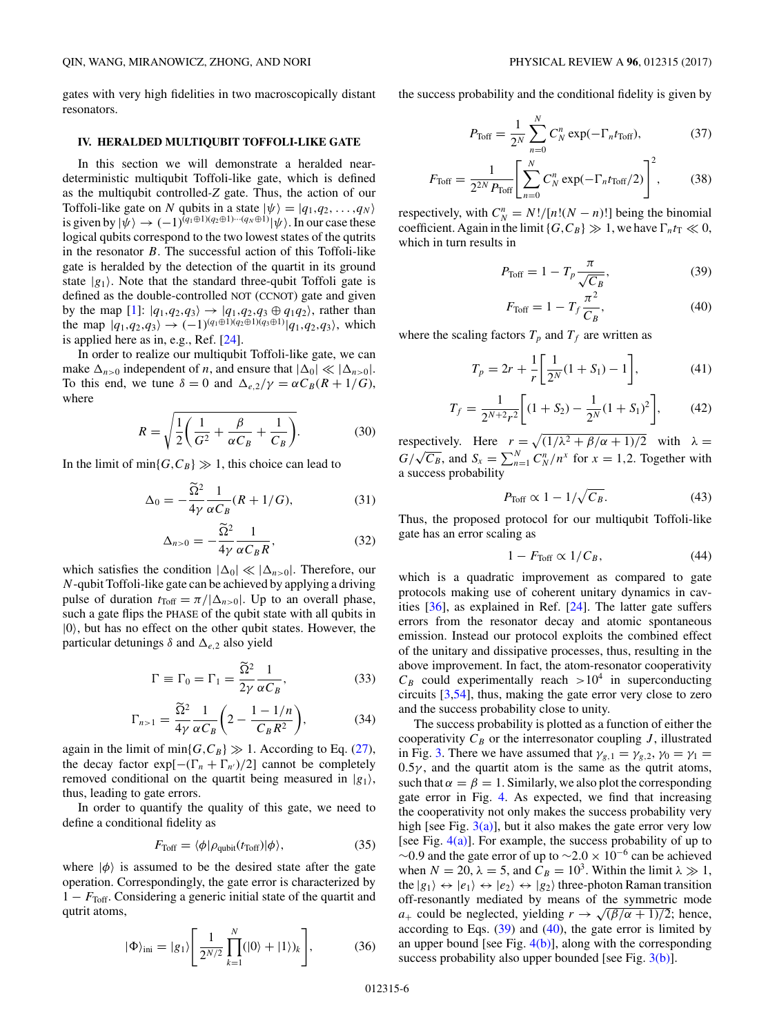gates with very high fidelities in two macroscopically distant resonators.

### IV. HERALDED MULTIQUBIT TOFFOLI-LIKE GATE

In this section we will demonstrate a heralded near-deterministic multiqubit Toffoli-like gate, which is defined as the multiqubit controlled-$Z$ gate. Thus, the action of our Toffoli-like gate on $N$ qubits in a state $|\psi\rangle = |q_1,q_2,\ldots,q_N\rangle$ is given by $|\psi\rangle \rightarrow (-1)^{(q_1\oplus 1)(q_2\oplus 1)\cdots(q_N\oplus 1)}|\psi\rangle$. In our case these logical qubits correspond to the two lowest states of the qutrits in the resonator $B$. The successful action of this Toffoli-like gate is heralded by the detection of the quartit in its ground state $|g_1\rangle$. Note that the standard three-qubit Toffoli gate is defined as the double-controlled NOT (CCNOT) gate and given by the map [1]: $|q_1,q_2,q_3\rangle \rightarrow |q_1,q_2,q_3 \oplus q_1 q_2\rangle$, rather than the map $|q_1,q_2,q_3\rangle \rightarrow (-1)^{(q_1\oplus 1)(q_2\oplus 1)(q_3\oplus 1)}|q_1,q_2,q_3\rangle$, which is applied here as in, e.g., Ref. [24].

In order to realize our multiqubit Toffoli-like gate, we can make $\Delta_{n>0}$ independent of $n$, and ensure that $|\Delta_0| \ll |\Delta_{n>0}|$. To this end, we tune $\delta = 0$ and $\Delta_{e,2}/\gamma = \alpha C_B(R + 1/G)$, where

$$R = \sqrt{\frac{1}{2}\left(\frac{1}{G^2} + \frac{\beta}{\alpha C_B} + \frac{1}{C_B}\right)}. \tag{30}$$

In the limit of $\min\{G,C_B\} \gg 1$, this choice can lead to

$$\Delta_0 = -\frac{\widetilde{\Omega}^2}{4\gamma}\frac{1}{\alpha C_B}(R + 1/G), \tag{31}$$

$$\Delta_{n>0} = -\frac{\widetilde{\Omega}^2}{4\gamma}\frac{1}{\alpha C_B R}, \tag{32}$$

which satisfies the condition $|\Delta_0| \ll |\Delta_{n>0}|$. Therefore, our $N$-qubit Toffoli-like gate can be achieved by applying a driving pulse of duration $t_{\text{Toff}} = \pi/|\Delta_{n>0}|$. Up to an overall phase, such a gate flips the PHASE of the qubit state with all qubits in $|0\rangle$, but has no effect on the other qubit states. However, the particular detunings $\delta$ and $\Delta_{e,2}$ also yield

$$\Gamma \equiv \Gamma_0 = \Gamma_1 = \frac{\widetilde{\Omega}^2}{2\gamma}\frac{1}{\alpha C_B}, \tag{33}$$

$$\Gamma_{n>1} = \frac{\widetilde{\Omega}^2}{4\gamma}\frac{1}{\alpha C_B}\left(2 - \frac{1-1/n}{C_B R^2}\right), \tag{34}$$

again in the limit of $\min\{G,C_B\} \gg 1$. According to Eq. (27), the decay factor $\exp[-(\Gamma_n + \Gamma_{n'})/2]$ cannot be completely removed conditional on the quartit being measured in $|g_1\rangle$, thus, leading to gate errors.

In order to quantify the quality of this gate, we need to define a conditional fidelity as

$$F_{\text{Toff}} = \langle\phi|\rho_{\text{qubit}}(t_{\text{Toff}})|\phi\rangle, \tag{35}$$

where $|\phi\rangle$ is assumed to be the desired state after the gate operation. Correspondingly, the gate error is characterized by $1 - F_{\text{Toff}}$. Considering a generic initial state of the quartit and qutrit atoms,

$$|\Phi\rangle_{\text{ini}} = |g_1\rangle\left[\frac{1}{2^{N/2}}\prod_{k=1}^{N}(|0\rangle + |1\rangle)_k\right], \tag{36}$$

the success probability and the conditional fidelity is given by

$$P_{\text{Toff}} = \frac{1}{2^N}\sum_{n=0}^{N} C_N^n \exp(-\Gamma_n t_{\text{Toff}}), \tag{37}$$

$$F_{\text{Toff}} = \frac{1}{2^{2N}P_{\text{Toff}}}\left[\sum_{n=0}^{N} C_N^n \exp(-\Gamma_n t_{\text{Toff}}/2)\right]^2, \tag{38}$$

respectively, with $C_N^n = N!/[n!(N-n)!]$ being the binomial coefficient. Again in the limit $\{G,C_B\} \gg 1$, we have $\Gamma_n t_{\text{T}} \ll 0$, which in turn results in

$$P_{\text{Toff}} = 1 - T_p\frac{\pi}{\sqrt{C_B}}, \tag{39}$$

$$F_{\text{Toff}} = 1 - T_f\frac{\pi^2}{C_B}, \tag{40}$$

where the scaling factors $T_p$ and $T_f$ are written as

$$T_p = 2r + \frac{1}{r}\left[\frac{1}{2^N}(1 + S_1) - 1\right], \tag{41}$$

$$T_f = \frac{1}{2^{N+2}r^2}\left[(1 + S_2) - \frac{1}{2^N}(1 + S_1)^2\right], \tag{42}$$

respectively. Here $r = \sqrt{(1/\lambda^2 + \beta/\alpha + 1)/2}$ with $\lambda = G/\sqrt{C_B}$, and $S_x = \sum_{n=1}^{N} C_N^n/n^x$ for $x = 1,2$. Together with a success probability

$$P_{\text{Toff}} \propto 1 - 1/\sqrt{C_B}. \tag{43}$$

Thus, the proposed protocol for our multiqubit Toffoli-like gate has an error scaling as

$$1 - F_{\text{Toff}} \propto 1/C_B, \tag{44}$$

which is a quadratic improvement as compared to gate protocols making use of coherent unitary dynamics in cavities [36], as explained in Ref. [24]. The latter gate suffers errors from the resonator decay and atomic spontaneous emission. Instead our protocol exploits the combined effect of the unitary and dissipative processes, thus, resulting in the above improvement. In fact, the atom-resonator cooperativity $C_B$ could experimentally reach $>10^4$ in superconducting circuits [3,54], thus, making the gate error very close to zero and the success probability close to unity.

The success probability is plotted as a function of either the cooperativity $C_B$ or the interresonator coupling $J$, illustrated in Fig. 3. There we have assumed that $\gamma_{g,1} = \gamma_{g,2}$, $\gamma_0 = \gamma_1 = 0.5\gamma$, and the quartit atom is the same as the qutrit atoms, such that $\alpha = \beta = 1$. Similarly, we also plot the corresponding gate error in Fig. 4. As expected, we find that increasing the cooperativity not only makes the success probability very high [see Fig. 3(a)], but it also makes the gate error very low [see Fig. 4(a)]. For example, the success probability of up to $\sim$0.9 and the gate error of up to $\sim 2.0 \times 10^{-6}$ can be achieved when $N = 20$, $\lambda = 5$, and $C_B = 10^3$. Within the limit $\lambda \gg 1$, the $|g_1\rangle \leftrightarrow |e_1\rangle \leftrightarrow |e_2\rangle \leftrightarrow |g_2\rangle$ three-photon Raman transition off-resonantly mediated by means of the symmetric mode $a_+$ could be neglected, yielding $r \rightarrow \sqrt{(\beta/\alpha + 1)/2}$; hence, according to Eqs. (39) and (40), the gate error is limited by an upper bound [see Fig. 4(b)], along with the corresponding success probability also upper bounded [see Fig. 3(b)].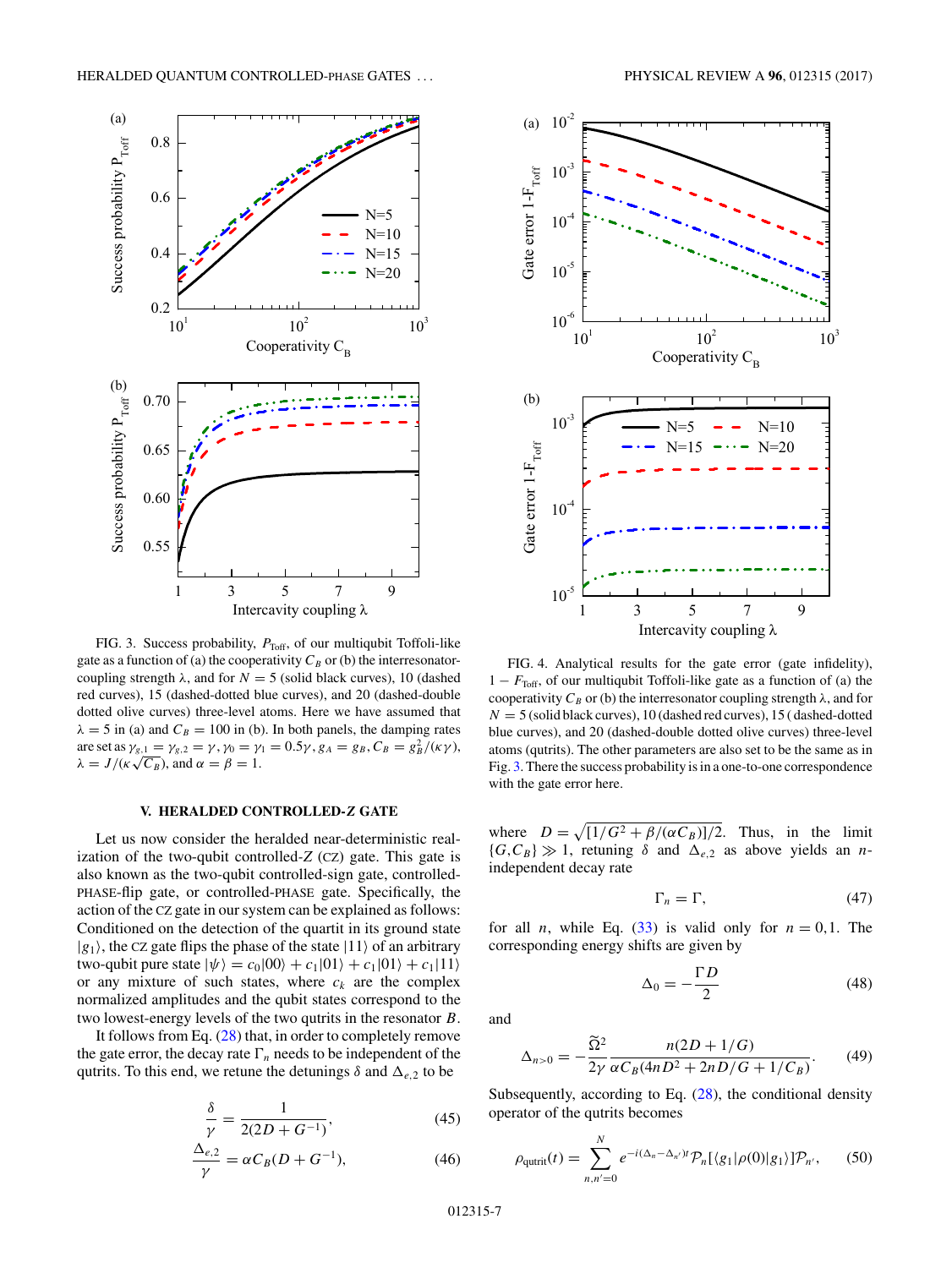FIG. 3. Success probability, $P_{\rm Toff}$, of our multiqubit Toffoli-like gate as a function of (a) the cooperativity $C_B$ or (b) the interresonator-coupling strength $\lambda$, and for $N = 5$ (solid black curves), 10 (dashed red curves), 15 (dashed-dotted blue curves), and 20 (dashed-double dotted olive curves) three-level atoms. Here we have assumed that $\lambda = 5$ in (a) and $C_B = 100$ in (b). In both panels, the damping rates are set as $\gamma_{g,1} = \gamma_{g,2} = \gamma, \gamma_0 = \gamma_1 = 0.5\gamma, g_A = g_B, C_B = g_B^2/(\kappa\gamma)$, $\lambda = J/(\kappa\sqrt{C_B})$, and $\alpha = \beta = 1$.

FIG. 4. Analytical results for the gate error (gate infidelity), $1 - F_{\rm Toff}$, of our multiqubit Toffoli-like gate as a function of (a) the cooperativity $C_B$ or (b) the interresonator coupling strength $\lambda$, and for $N = 5$ (solid black curves), 10 (dashed red curves), 15 ( dashed-dotted blue curves), and 20 (dashed-double dotted olive curves) three-level atoms (qutrits). The other parameters are also set to be the same as in Fig. 3. There the success probability is in a one-to-one correspondence with the gate error here.

## V. HERALDED CONTROLLED-Z GATE

Let us now consider the heralded near-deterministic realization of the two-qubit controlled-$Z$ (CZ) gate. This gate is also known as the two-qubit controlled-sign gate, controlled-PHASE-flip gate, or controlled-PHASE gate. Specifically, the action of the CZ gate in our system can be explained as follows: Conditioned on the detection of the quartit in its ground state $|g_1\rangle$, the CZ gate flips the phase of the state $|11\rangle$ of an arbitrary two-qubit pure state $|\psi\rangle = c_0|00\rangle + c_1|01\rangle + c_1|01\rangle + c_1|11\rangle$ or any mixture of such states, where $c_k$ are the complex normalized amplitudes and the qubit states correspond to the two lowest-energy levels of the two qutrits in the resonator $B$.

It follows from Eq. (28) that, in order to completely remove the gate error, the decay rate $\Gamma_n$ needs to be independent of the qutrits. To this end, we retune the detunings $\delta$ and $\Delta_{e,2}$ to be

$$\frac{\delta}{\gamma} = \frac{1}{2(2D + G^{-1})}, \tag{45}$$

$$\frac{\Delta_{e,2}}{\gamma} = \alpha C_B(D + G^{-1}), \tag{46}$$

where $D = \sqrt{[1/G^2 + \beta/(\alpha C_B)]/2}$. Thus, in the limit $\{G, C_B\} \gg 1$, retuning $\delta$ and $\Delta_{e,2}$ as above yields an $n$-independent decay rate

$$\Gamma_n = \Gamma, \tag{47}$$

for all $n$, while Eq. (33) is valid only for $n = 0, 1$. The corresponding energy shifts are given by

$$\Delta_0 = -\frac{\Gamma D}{2} \tag{48}$$

and

$$\Delta_{n>0} = -\frac{\widetilde{\Omega}^2}{2\gamma} \frac{n(2D + 1/G)}{\alpha C_B(4nD^2 + 2nD/G + 1/C_B)}. \tag{49}$$

Subsequently, according to Eq. (28), the conditional density operator of the qutrits becomes

$$\rho_{\rm qutrit}(t) = \sum_{n,n'=0}^{N} e^{-i(\Delta_n - \Delta_{n'})t} \mathcal{P}_n[\langle g_1|\rho(0)|g_1\rangle]\mathcal{P}_{n'}, \tag{50}$$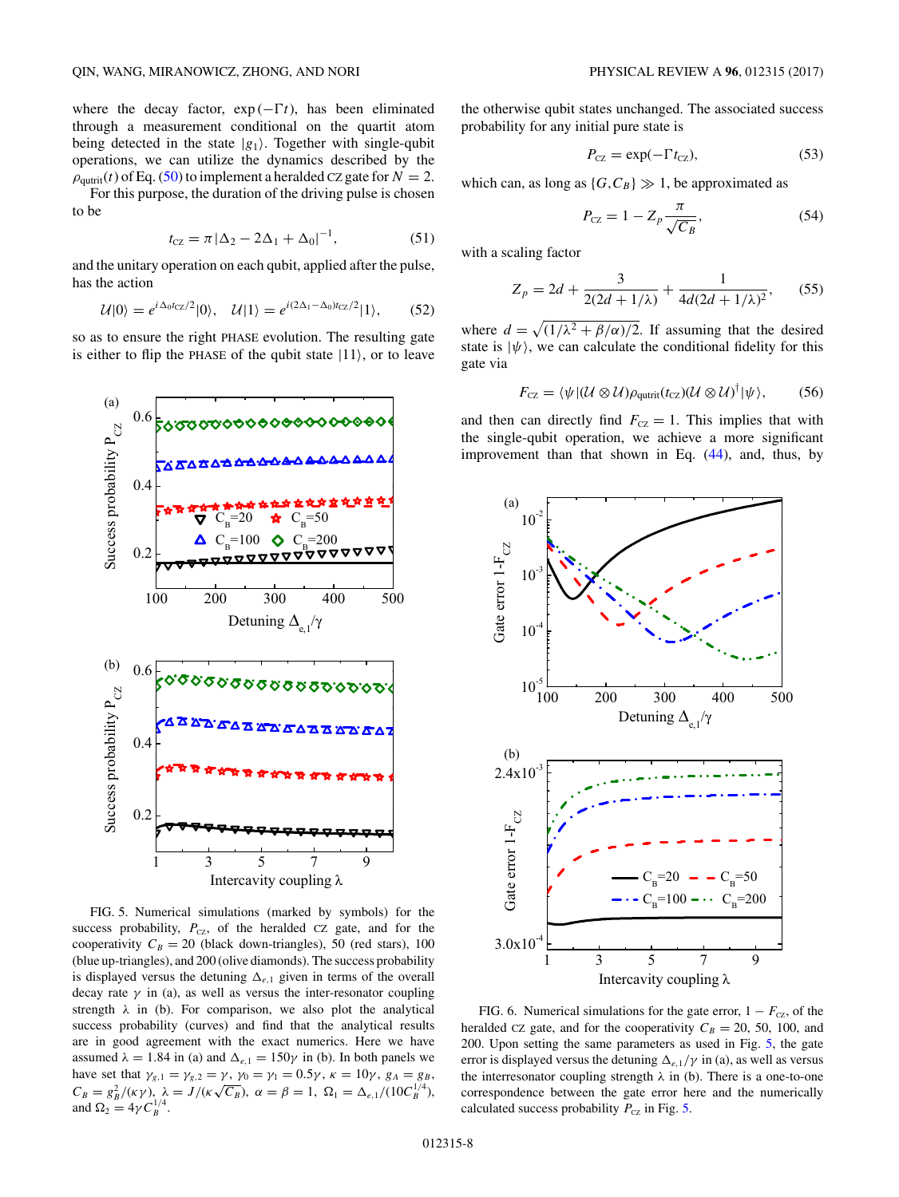where the decay factor, $\exp(-\Gamma t)$, has been eliminated through a measurement conditional on the quartit atom being detected in the state $|g_1\rangle$. Together with single-qubit operations, we can utilize the dynamics described by $\rho_{\text{qutrit}}(t)$ of Eq. (50) to implement a heralded CZ gate for $N = 2$.

For this purpose, the duration of the driving pulse is chosen to be

$$t_{\text{CZ}} = \pi|\Delta_2 - 2\Delta_1 + \Delta_0|^{-1}, \tag{51}$$

and the unitary operation on each qubit, applied after the pulse, has the action

$$\mathcal{U}|0\rangle = e^{i\Delta_0 t_{\text{CZ}}/2}|0\rangle, \quad \mathcal{U}|1\rangle = e^{i(2\Delta_1 - \Delta_0)t_{\text{CZ}}/2}|1\rangle, \tag{52}$$

so as to ensure the right PHASE evolution. The resulting gate is either to flip the PHASE of the qubit state $|11\rangle$, or to leave the otherwise qubit states unchanged. The associated success probability for any initial pure state is

$$P_{\text{CZ}} = \exp(-\Gamma t_{\text{CZ}}), \tag{53}$$

which can, as long as $\{G, C_B\} \gg 1$, be approximated as

$$P_{\text{CZ}} = 1 - Z_p \frac{\pi}{\sqrt{C_B}}, \tag{54}$$

with a scaling factor

$$Z_p = 2d + \frac{3}{2(2d + 1/\lambda)} + \frac{1}{4d(2d + 1/\lambda)^2}, \tag{55}$$

where $d = \sqrt{(1/\lambda^2 + \beta/\alpha)/2}$. If assuming that the desired state is $|\psi\rangle$, we can calculate the conditional fidelity for this gate via

$$F_{\text{CZ}} = \langle\psi|(\mathcal{U} \otimes \mathcal{U})\rho_{\text{qutrit}}(t_{\text{CZ}})(\mathcal{U} \otimes \mathcal{U})^{\dagger}|\psi\rangle, \tag{56}$$

and then can directly find $F_{\text{CZ}} = 1$. This implies that with the single-qubit operation, we achieve a more significant improvement than that shown in Eq. (44), and, thus, by

FIG. 5. Numerical simulations (marked by symbols) for the success probability, $P_{\text{CZ}}$, of the heralded CZ gate, and for the cooperativity $C_B = 20$ (black down-triangles), 50 (red stars), 100 (blue up-triangles), and 200 (olive diamonds). The success probability is displayed versus the detuning $\Delta_{e,1}$ given in terms of the overall decay rate $\gamma$ in (a), as well as versus the inter-resonator coupling strength $\lambda$ in (b). For comparison, we also plot the analytical success probability (curves) and find that the analytical results are in good agreement with the exact numerics. Here we have assumed $\lambda = 1.84$ in (a) and $\Delta_{e,1} = 150\gamma$ in (b). In both panels we have set that $\gamma_{g,1} = \gamma_{g,2} = \gamma$, $\gamma_0 = \gamma_1 = 0.5\gamma$, $\kappa = 10\gamma$, $g_A = g_B$, $C_B = g_B^2/(\kappa\gamma)$, $\lambda = J/(\kappa\sqrt{C_B})$, $\alpha = \beta = 1$, $\Omega_1 = \Delta_{e,1}/(10C_B^{1/4})$, and $\Omega_2 = 4\gamma C_B^{1/4}$.

FIG. 6. Numerical simulations for the gate error, $1 - F_{\text{CZ}}$, of the heralded CZ gate, and for the cooperativity $C_B = 20$, 50, 100, and 200. Upon setting the same parameters as used in Fig. 5, the gate error is displayed versus the detuning $\Delta_{e,1}/\gamma$ in (a), as well as versus the interresonator coupling strength $\lambda$ in (b). There is a one-to-one correspondence between the gate error here and the numerically calculated success probability $P_{\text{CZ}}$ in Fig. 5.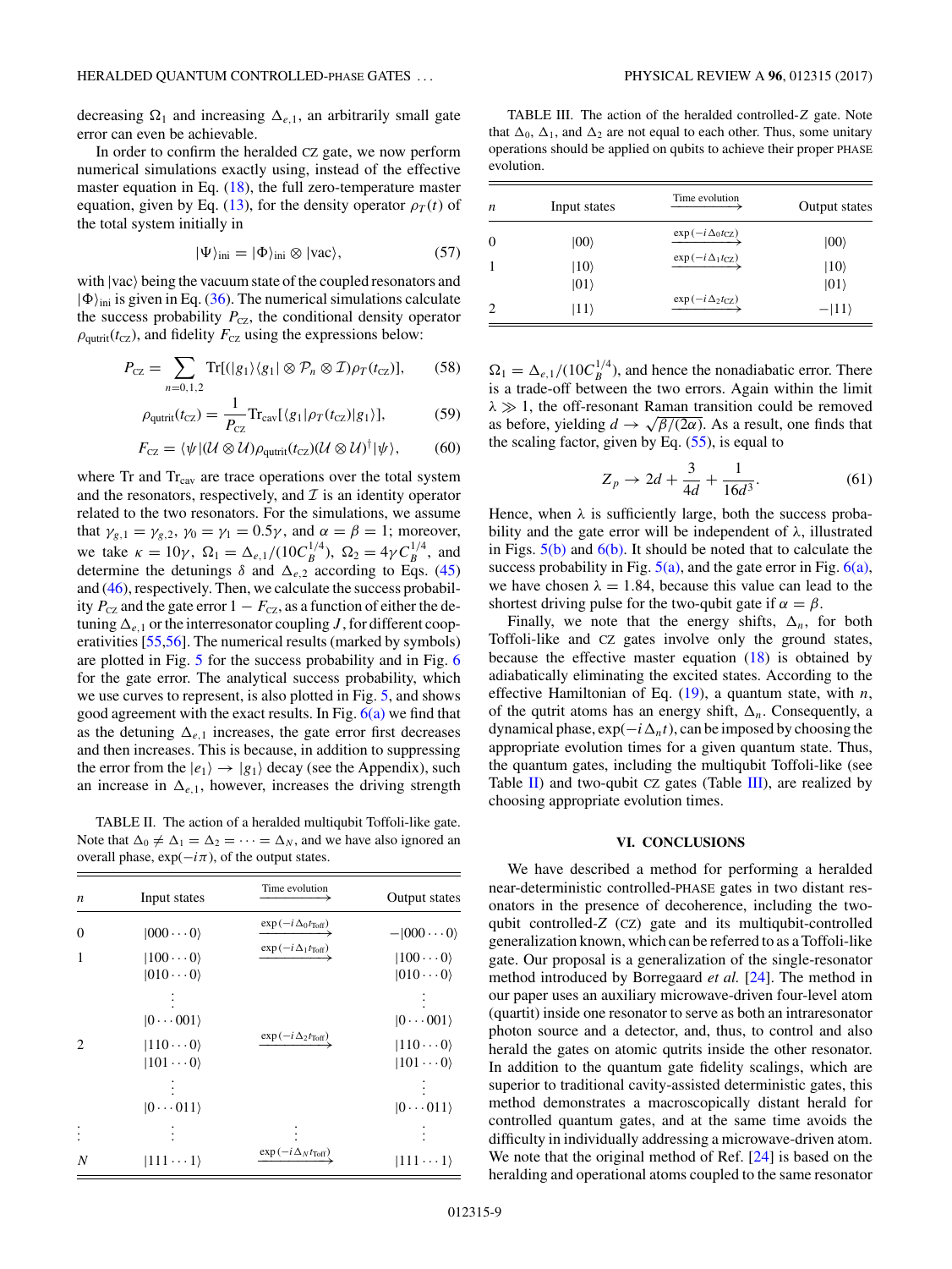decreasing $\Omega_1$ and increasing $\Delta_{e,1}$, an arbitrarily small gate error can even be achievable.

In order to confirm the heralded CZ gate, we now perform numerical simulations exactly using, instead of the effective master equation in Eq. (18), the full zero-temperature master equation, given by Eq. (13), for the density operator $\rho_T(t)$ of the total system initially in

$$|\Psi\rangle_{\text{ini}} = |\Phi\rangle_{\text{ini}} \otimes |\text{vac}\rangle, \tag{57}$$

with $|\text{vac}\rangle$ being the vacuum state of the coupled resonators and $|\Phi\rangle_{\text{ini}}$ is given in Eq. (36). The numerical simulations calculate the success probability $P_{\text{CZ}}$, the conditional density operator $\rho_{\text{qutrit}}(t_{\text{CZ}})$, and fidelity $F_{\text{CZ}}$ using the expressions below:

$$P_{\text{CZ}} = \sum_{n=0,1,2} \text{Tr}[(|g_1\rangle\langle g_1| \otimes \mathcal{P}_n \otimes \mathcal{I})\rho_T(t_{\text{CZ}})], \tag{58}$$

$$\rho_{\text{qutrit}}(t_{\text{CZ}}) = \frac{1}{P_{\text{CZ}}}\text{Tr}_{\text{cav}}[\langle g_1|\rho_T(t_{\text{CZ}})|g_1\rangle], \tag{59}$$

$$F_{\text{CZ}} = \langle\psi|(\mathcal{U}\otimes\mathcal{U})\rho_{\text{qutrit}}(t_{\text{CZ}})(\mathcal{U}\otimes\mathcal{U})^{\dagger}|\psi\rangle, \tag{60}$$

where Tr and $\text{Tr}_{\text{cav}}$ are trace operations over the total system and the resonators, respectively, and $\mathcal{I}$ is an identity operator related to the two resonators. For the simulations, we assume that $\gamma_{g,1} = \gamma_{g,2}$, $\gamma_0 = \gamma_1 = 0.5\gamma$, and $\alpha = \beta = 1$; moreover, we take $\kappa = 10\gamma$, $\Omega_1 = \Delta_{e,1}/(10C_B^{1/4})$, $\Omega_2 = 4\gamma C_B^{1/4}$, and determine the detunings $\delta$ and $\Delta_{e,2}$ according to Eqs. (45) and (46), respectively. Then, we calculate the success probability $P_{\text{CZ}}$ and the gate error $1 - F_{\text{CZ}}$, as a function of either the detuning $\Delta_{e,1}$ or the interresonator coupling $J$, for different cooperativities [55,56]. The numerical results (marked by symbols) are plotted in Fig. 5 for the success probability and in Fig. 6 for the gate error. The analytical success probability, which we use curves to represent, is also plotted in Fig. 5, and shows good agreement with the exact results. In Fig. 6(a) we find that as the detuning $\Delta_{e,1}$ increases, the gate error first decreases and then increases. This is because, in addition to suppressing the error from the $|e_1\rangle \to |g_1\rangle$ decay (see the Appendix), such an increase in $\Delta_{e,1}$, however, increases the driving strength

TABLE II. The action of a heralded multiqubit Toffoli-like gate. Note that $\Delta_0 \neq \Delta_1 = \Delta_2 = \cdots = \Delta_N$, and we have also ignored an overall phase, $\exp(-i\pi)$, of the output states.

| $n$ | Input states | Time evolution | Output states |
|---|---|---|---|
| 0 | $\|000\cdots0\rangle$ | $\xrightarrow{\exp(-i\Delta_0 t_{\text{Toff}})}$ | $-\|000\cdots0\rangle$ |
| 1 | $\|100\cdots0\rangle$ | $\xrightarrow{\exp(-i\Delta_1 t_{\text{Toff}})}$ | $\|100\cdots0\rangle$ |
| | $\|010\cdots0\rangle$ | | $\|010\cdots0\rangle$ |
| | $\vdots$ | | $\vdots$ |
| | $\|0\cdots001\rangle$ | | $\|0\cdots001\rangle$ |
| 2 | $\|110\cdots0\rangle$ | $\xrightarrow{\exp(-i\Delta_2 t_{\text{Toff}})}$ | $\|110\cdots0\rangle$ |
| | $\|101\cdots0\rangle$ | | $\|101\cdots0\rangle$ |
| | $\vdots$ | | $\vdots$ |
| | $\|0\cdots011\rangle$ | | $\|0\cdots011\rangle$ |
| $\vdots$ | $\vdots$ | $\vdots$ | $\vdots$ |
| $N$ | $\|111\cdots1\rangle$ | $\xrightarrow{\exp(-i\Delta_N t_{\text{Toff}})}$ | $\|111\cdots1\rangle$ |

TABLE III. The action of the heralded controlled-$Z$ gate. Note that $\Delta_0$, $\Delta_1$, and $\Delta_2$ are not equal to each other. Thus, some unitary operations should be applied on qubits to achieve their proper PHASE evolution.

| $n$ | Input states | Time evolution | Output states |
|---|---|---|---|
| 0 | $\|00\rangle$ | $\xrightarrow{\exp(-i\Delta_0 t_{\text{CZ}})}$ | $\|00\rangle$ |
| 1 | $\|10\rangle$ | $\xrightarrow{\exp(-i\Delta_1 t_{\text{CZ}})}$ | $\|10\rangle$ |
| | $\|01\rangle$ | | $\|01\rangle$ |
| 2 | $\|11\rangle$ | $\xrightarrow{\exp(-i\Delta_2 t_{\text{CZ}})}$ | $-\|11\rangle$ |

$\Omega_1 = \Delta_{e,1}/(10C_B^{1/4})$, and hence the nonadiabatic error. There is a trade-off between the two errors. Again within the limit $\lambda \gg 1$, the off-resonant Raman transition could be removed as before, yielding $d \to \sqrt{\beta/(2\alpha)}$. As a result, one finds that the scaling factor, given by Eq. (55), is equal to

$$Z_p \to 2d + \frac{3}{4d} + \frac{1}{16d^3}. \tag{61}$$

Hence, when $\lambda$ is sufficiently large, both the success probability and the gate error will be independent of $\lambda$, illustrated in Figs. 5(b) and 6(b). It should be noted that to calculate the success probability in Fig. 5(a), and the gate error in Fig. 6(a), we have chosen $\lambda = 1.84$, because this value can lead to the shortest driving pulse for the two-qubit gate if $\alpha = \beta$.

Finally, we note that the energy shifts, $\Delta_n$, for both Toffoli-like and CZ gates involve only the ground states, because the effective master equation (18) is obtained by adiabatically eliminating the excited states. According to the effective Hamiltonian of Eq. (19), a quantum state, with $n$, of the qutrit atoms has an energy shift, $\Delta_n$. Consequently, a dynamical phase, $\exp(-i\Delta_n t)$, can be imposed by choosing the appropriate evolution times for a given quantum state. Thus, the quantum gates, including the multiqubit Toffoli-like (see Table II) and two-qubit CZ gates (Table III), are realized by choosing appropriate evolution times.

## VI. CONCLUSIONS

We have described a method for performing a heralded near-deterministic controlled-PHASE gates in two distant resonators in the presence of decoherence, including the two-qubit controlled-$Z$ (CZ) gate and its multiqubit-controlled generalization known, which can be referred to as a Toffoli-like gate. Our proposal is a generalization of the single-resonator method introduced by Borregaard *et al.* [24]. The method in our paper uses an auxiliary microwave-driven four-level atom (quartit) inside one resonator to serve as both an intraresonator photon source and a detector, and, thus, to control and also herald the gates on atomic qutrits inside the other resonator. In addition to the quantum gate fidelity scalings, which are superior to traditional cavity-assisted deterministic gates, this method demonstrates a macroscopically distant herald for controlled quantum gates, and at the same time avoids the difficulty in individually addressing a microwave-driven atom. We note that the original method of Ref. [24] is based on the heralding and operational atoms coupled to the same resonator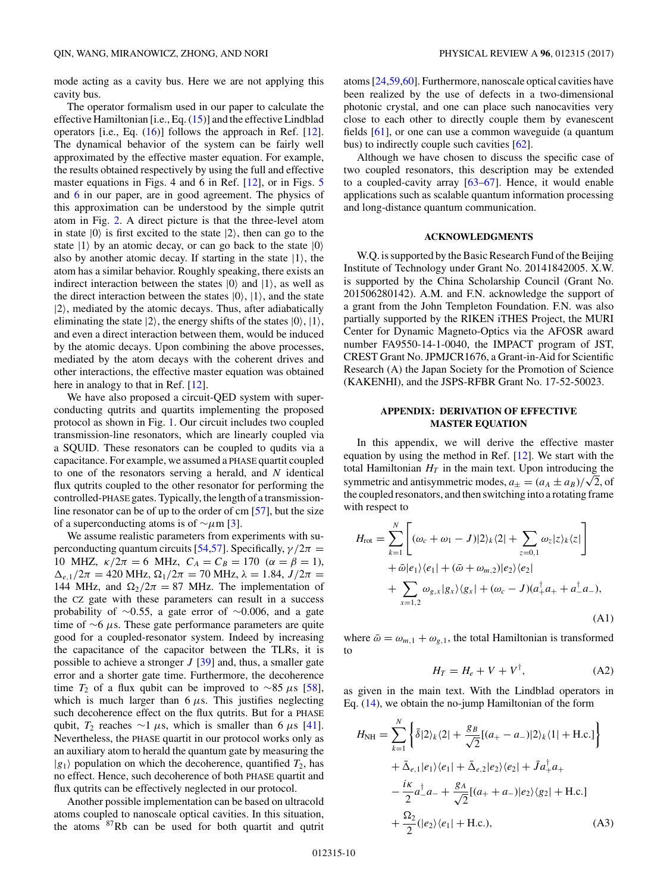mode acting as a cavity bus. Here we are not applying this cavity bus.

The operator formalism used in our paper to calculate the effective Hamiltonian [i.e., Eq. (15)] and the effective Lindblad operators [i.e., Eq. (16)] follows the approach in Ref. [12]. The dynamical behavior of the system can be fairly well approximated by the effective master equation. For example, the results obtained respectively by using the full and effective master equations in Figs. 4 and 6 in Ref. [12], or in Figs. 5 and 6 in our paper, are in good agreement. The physics of this approximation can be understood by the simple qutrit atom in Fig. 2. A direct picture is that the three-level atom in state $|0\rangle$ is first excited to the state $|2\rangle$, then can go to the state $|1\rangle$ by an atomic decay, or can go back to the state $|0\rangle$ also by another atomic decay. If starting in the state $|1\rangle$, the atom has a similar behavior. Roughly speaking, there exists an indirect interaction between the states $|0\rangle$ and $|1\rangle$, as well as the direct interaction between the states $|0\rangle$, $|1\rangle$, and the state $|2\rangle$, mediated by the atomic decays. Thus, after adiabatically eliminating the state $|2\rangle$, the energy shifts of the states $|0\rangle$, $|1\rangle$, and even a direct interaction between them, would be induced by the atomic decays. Upon combining the above processes, mediated by the atom decays with the coherent drives and other interactions, the effective master equation was obtained here in analogy to that in Ref. [12].

We have also proposed a circuit-QED system with superconducting qutrits and quartits implementing the proposed protocol as shown in Fig. 1. Our circuit includes two coupled transmission-line resonators, which are linearly coupled via a SQUID. These resonators can be coupled to qudits via a capacitance. For example, we assumed a PHASE quartit coupled to one of the resonators serving a herald, and $N$ identical flux qutrits coupled to the other resonator for performing the controlled-PHASE gates. Typically, the length of a transmission-line resonator can be of up to the order of cm [57], but the size of a superconducting atoms is of $\sim\mu$m [3].

We assume realistic parameters from experiments with superconducting quantum circuits [54,57]. Specifically, $\gamma/2\pi = 10$ MHz, $\kappa/2\pi = 6$ MHz, $C_A = C_B = 170$ ($\alpha = \beta = 1$), $\Delta_{e,1}/2\pi = 420$ MHz, $\Omega_1/2\pi = 70$ MHz, $\lambda = 1.84$, $J/2\pi = 144$ MHz, and $\Omega_2/2\pi = 87$ MHz. The implementation of the CZ gate with these parameters can result in a success probability of $\sim$0.55, a gate error of $\sim$0.006, and a gate time of $\sim$6 $\mu$s. These gate performance parameters are quite good for a coupled-resonator system. Indeed by increasing the capacitance of the capacitor between the TLRs, it is possible to achieve a stronger $J$ [39] and, thus, a smaller gate error and a shorter gate time. Furthermore, the decoherence time $T_2$ of a flux qubit can be improved to $\sim$85 $\mu$s [58], which is much larger than 6 $\mu$s. This justifies neglecting such decoherence effect on the flux qutrits. But for a PHASE qubit, $T_2$ reaches $\sim$1 $\mu$s, which is smaller than 6 $\mu$s [41]. Nevertheless, the PHASE quartit in our protocol works only as an auxiliary atom to herald the quantum gate by measuring the $|g_1\rangle$ population on which the decoherence, quantified $T_2$, has no effect. Hence, such decoherence of both PHASE quartit and flux qutrits can be effectively neglected in our protocol.

Another possible implementation can be based on ultracold atoms coupled to nanoscale optical cavities. In this situation, the atoms $^{87}$Rb can be used for both quartit and qutrit atoms [24,59,60]. Furthermore, nanoscale optical cavities have been realized by the use of defects in a two-dimensional photonic crystal, and one can place such nanocavities very close to each other to directly couple them by evanescent fields [61], or one can use a common waveguide (a quantum bus) to indirectly couple such cavities [62].

Although we have chosen to discuss the specific case of two coupled resonators, this description may be extended to a coupled-cavity array [63–67]. Hence, it would enable applications such as scalable quantum information processing and long-distance quantum communication.

## ACKNOWLEDGMENTS

W.Q. is supported by the Basic Research Fund of the Beijing Institute of Technology under Grant No. 20141842005. X.W. is supported by the China Scholarship Council (Grant No. 201506280142). A.M. and F.N. acknowledge the support of a grant from the John Templeton Foundation. F.N. was also partially supported by the RIKEN iTHES Project, the MURI Center for Dynamic Magneto-Optics via the AFOSR award number FA9550-14-1-0040, the IMPACT program of JST, CREST Grant No. JPMJCR1676, a Grant-in-Aid for Scientific Research (A) the Japan Society for the Promotion of Science (KAKENHI), and the JSPS-RFBR Grant No. 17-52-50023.

## APPENDIX: DERIVATION OF EFFECTIVE MASTER EQUATION

In this appendix, we will derive the effective master equation by using the method in Ref. [12]. We start with the total Hamiltonian $H_T$ in the main text. Upon introducing the symmetric and antisymmetric modes, $a_\pm = (a_A \pm a_B)/\sqrt{2}$, of the coupled resonators, and then switching into a rotating frame with respect to

$$H_{\rm rot} = \sum_{k=1}^{N}\left[(\omega_c + \omega_1 - J)|2\rangle_k\langle 2| + \sum_{z=0,1}\omega_z|z\rangle_k\langle z|\right] + \bar{\omega}|e_1\rangle\langle e_1| + (\bar{\omega} + \omega_{m,2})|e_2\rangle\langle e_2| + \sum_{x=1,2}\omega_{g,x}|g_x\rangle\langle g_x| + (\omega_c - J)(a_+^\dagger a_+ + a_-^\dagger a_-), \tag{A1}$$

where $\bar{\omega} = \omega_{m,1} + \omega_{g,1}$, the total Hamiltonian is transformed to

$$H_T = H_e + V + V^\dagger, \tag{A2}$$

as given in the main text. With the Lindblad operators in Eq. (14), we obtain the no-jump Hamiltonian of the form

$$H_{\rm NH} = \sum_{k=1}^{N}\left\{\bar{\delta}|2\rangle_k\langle 2| + \frac{g_B}{\sqrt{2}}[(a_+ - a_-)|2\rangle_k\langle 1| + {\rm H.c.}]\right\} + \bar{\Delta}_{e,1}|e_1\rangle\langle e_1| + \bar{\Delta}_{e,2}|e_2\rangle\langle e_2| + \bar{J}a_+^\dagger a_+ - \frac{i\kappa}{2}a_-^\dagger a_- + \frac{g_A}{\sqrt{2}}[(a_+ + a_-)|e_2\rangle\langle g_2| + {\rm H.c.}] + \frac{\Omega_2}{2}(|e_2\rangle\langle e_1| + {\rm H.c.}), \tag{A3}$$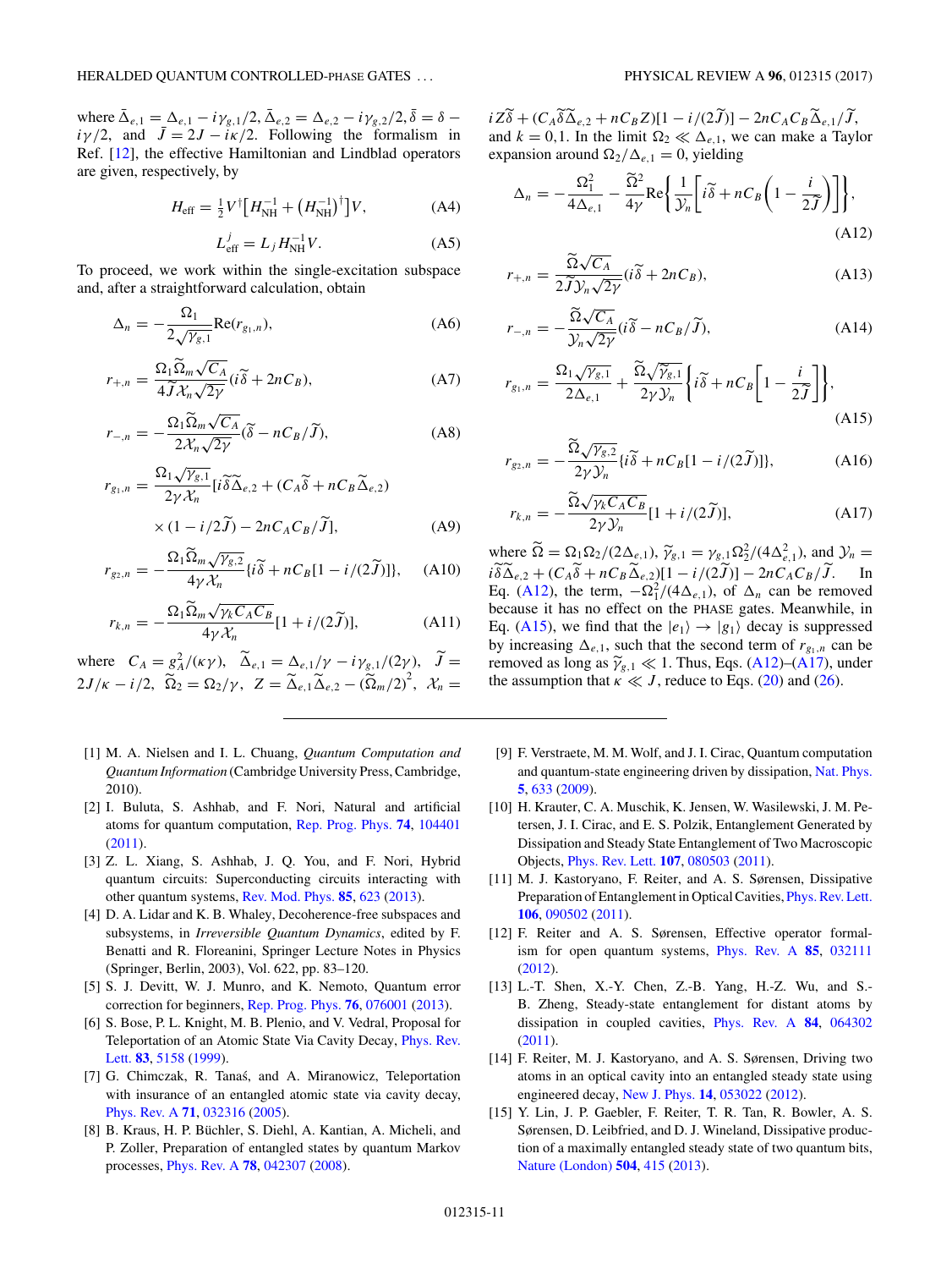where $\bar{\Delta}_{e,1} = \Delta_{e,1} - i\gamma_{g,1}/2$, $\bar{\Delta}_{e,2} = \Delta_{e,2} - i\gamma_{g,2}/2$, $\bar{\delta} = \delta - i\gamma/2$, and $\bar{J} = 2J - i\kappa/2$. Following the formalism in Ref. [12], the effective Hamiltonian and Lindblad operators are given, respectively, by

$$H_{\rm eff} = \tfrac{1}{2} V^{\dagger}\big[H_{\rm NH}^{-1} + \big(H_{\rm NH}^{-1}\big)^{\dagger}\big]V, \tag{A4}$$

$$L_{\rm eff}^{j} = L_j H_{\rm NH}^{-1} V. \tag{A5}$$

To proceed, we work within the single-excitation subspace and, after a straightforward calculation, obtain

$$\Delta_n = -\frac{\Omega_1}{2\sqrt{\gamma_{g,1}}}\mathrm{Re}(r_{g_1,n}), \tag{A6}$$

$$r_{+,n} = \frac{\Omega_1\widetilde{\Omega}_m\sqrt{C_A}}{4\widetilde{J}\mathcal{X}_n\sqrt{2\gamma}}(i\widetilde{\delta} + 2nC_B), \tag{A7}$$

$$r_{-,n} = -\frac{\Omega_1\widetilde{\Omega}_m\sqrt{C_A}}{2\mathcal{X}_n\sqrt{2\gamma}}(\widetilde{\delta} - nC_B/\widetilde{J}), \tag{A8}$$

$$r_{g_1,n} = \frac{\Omega_1\sqrt{\gamma_{g,1}}}{2\gamma\mathcal{X}_n}[i\widetilde{\delta}\widetilde{\Delta}_{e,2} + (C_A\widetilde{\delta} + nC_B\widetilde{\Delta}_{e,2}) \times (1 - i/2\widetilde{J}) - 2nC_AC_B/\widetilde{J}], \tag{A9}$$

$$r_{g_2,n} = -\frac{\Omega_1\widetilde{\Omega}_m\sqrt{\gamma_{g,2}}}{4\gamma\mathcal{X}_n}\{i\widetilde{\delta} + nC_B[1 - i/(2\widetilde{J})]\}, \tag{A10}$$

$$r_{k,n} = -\frac{\Omega_1\widetilde{\Omega}_m\sqrt{\gamma_k C_A C_B}}{4\gamma\mathcal{X}_n}[1 + i/(2\widetilde{J})], \tag{A11}$$

where $C_A = g_A^2/(\kappa\gamma)$, $\widetilde{\Delta}_{e,1} = \Delta_{e,1}/\gamma - i\gamma_{g,1}/(2\gamma)$, $\widetilde{J} = 2J/\kappa - i/2$, $\widetilde{\Omega}_2 = \Omega_2/\gamma$, $Z = \widetilde{\Delta}_{e,1}\widetilde{\Delta}_{e,2} - (\widetilde{\Omega}_m/2)^2$, $\mathcal{X}_n = iZ\widetilde{\delta} + (C_A\widetilde{\delta}\widetilde{\Delta}_{e,2} + nC_BZ)[1 - i/(2\widetilde{J})] - 2nC_AC_B\widetilde{\Delta}_{e,1}/\widetilde{J}$, and $k = 0,1$. In the limit $\Omega_2 \ll \Delta_{e,1}$, we can make a Taylor expansion around $\Omega_2/\Delta_{e,1} = 0$, yielding

$$\Delta_n = -\frac{\Omega_1^2}{4\Delta_{e,1}} - \frac{\widetilde{\Omega}^2}{4\gamma}\mathrm{Re}\left\{\frac{1}{\mathcal{Y}_n}\left[i\widetilde{\delta} + nC_B\left(1 - \frac{i}{2\widetilde{J}}\right)\right]\right\}, \tag{A12}$$

$$r_{+,n} = \frac{\widetilde{\Omega}\sqrt{C_A}}{2\widetilde{J}\mathcal{Y}_n\sqrt{2\gamma}}(i\widetilde{\delta} + 2nC_B), \tag{A13}$$

$$r_{-,n} = -\frac{\widetilde{\Omega}\sqrt{C_A}}{\mathcal{Y}_n\sqrt{2\gamma}}(i\widetilde{\delta} - nC_B/\widetilde{J}), \tag{A14}$$

$$r_{g_1,n} = \frac{\Omega_1\sqrt{\gamma_{g,1}}}{2\Delta_{e,1}} + \frac{\widetilde{\Omega}\sqrt{\widetilde{\gamma}_{g,1}}}{2\gamma\mathcal{Y}_n}\left\{i\widetilde{\delta} + nC_B\left[1 - \frac{i}{2\widetilde{J}}\right]\right\}, \tag{A15}$$

$$r_{g_2,n} = -\frac{\widetilde{\Omega}\sqrt{\gamma_{g,2}}}{2\gamma\mathcal{Y}_n}\{i\widetilde{\delta} + nC_B[1 - i/(2\widetilde{J})]\}, \tag{A16}$$

$$r_{k,n} = -\frac{\widetilde{\Omega}\sqrt{\gamma_k C_A C_B}}{2\gamma\mathcal{Y}_n}[1 + i/(2\widetilde{J})], \tag{A17}$$

where $\widetilde{\Omega} = \Omega_1\Omega_2/(2\Delta_{e,1})$, $\widetilde{\gamma}_{g,1} = \gamma_{g,1}\Omega_2^2/(4\Delta_{e,1}^2)$, and $\mathcal{Y}_n = i\widetilde{\delta}\widetilde{\Delta}_{e,2} + (C_A\widetilde{\delta} + nC_B\widetilde{\Delta}_{e,2})[1 - i/(2\widetilde{J})] - 2nC_AC_B/\widetilde{J}$. In Eq. (A12), the term, $-\Omega_1^2/(4\Delta_{e,1})$, of $\Delta_n$ can be removed because it has no effect on the PHASE gates. Meanwhile, in Eq. (A15), we find that the $|e_1\rangle \to |g_1\rangle$ decay is suppressed by increasing $\Delta_{e,1}$, such that the second term of $r_{g_1,n}$ can be removed as long as $\widetilde{\gamma}_{g,1} \ll 1$. Thus, Eqs. (A12)–(A17), under the assumption that $\kappa \ll J$, reduce to Eqs. (20) and (26).

---

[1] M. A. Nielsen and I. L. Chuang, *Quantum Computation and Quantum Information* (Cambridge University Press, Cambridge, 2010).

[2] I. Buluta, S. Ashhab, and F. Nori, Natural and artificial atoms for quantum computation, Rep. Prog. Phys. **74**, 104401 (2011).

[3] Z. L. Xiang, S. Ashhab, J. Q. You, and F. Nori, Hybrid quantum circuits: Superconducting circuits interacting with other quantum systems, Rev. Mod. Phys. **85**, 623 (2013).

[4] D. A. Lidar and K. B. Whaley, Decoherence-free subspaces and subsystems, in *Irreversible Quantum Dynamics*, edited by F. Benatti and R. Floreanini, Springer Lecture Notes in Physics (Springer, Berlin, 2003), Vol. 622, pp. 83–120.

[5] S. J. Devitt, W. J. Munro, and K. Nemoto, Quantum error correction for beginners, Rep. Prog. Phys. **76**, 076001 (2013).

[6] S. Bose, P. L. Knight, M. B. Plenio, and V. Vedral, Proposal for Teleportation of an Atomic State Via Cavity Decay, Phys. Rev. Lett. **83**, 5158 (1999).

[7] G. Chimczak, R. Tanaś, and A. Miranowicz, Teleportation with insurance of an entangled atomic state via cavity decay, Phys. Rev. A **71**, 032316 (2005).

[8] B. Kraus, H. P. Büchler, S. Diehl, A. Kantian, A. Micheli, and P. Zoller, Preparation of entangled states by quantum Markov processes, Phys. Rev. A **78**, 042307 (2008).

[9] F. Verstraete, M. M. Wolf, and J. I. Cirac, Quantum computation and quantum-state engineering driven by dissipation, Nat. Phys. **5**, 633 (2009).

[10] H. Krauter, C. A. Muschik, K. Jensen, W. Wasilewski, J. M. Petersen, J. I. Cirac, and E. S. Polzik, Entanglement Generated by Dissipation and Steady State Entanglement of Two Macroscopic Objects, Phys. Rev. Lett. **107**, 080503 (2011).

[11] M. J. Kastoryano, F. Reiter, and A. S. Sørensen, Dissipative Preparation of Entanglement in Optical Cavities, Phys. Rev. Lett. **106**, 090502 (2011).

[12] F. Reiter and A. S. Sørensen, Effective operator formalism for open quantum systems, Phys. Rev. A **85**, 032111 (2012).

[13] L.-T. Shen, X.-Y. Chen, Z.-B. Yang, H.-Z. Wu, and S.-B. Zheng, Steady-state entanglement for distant atoms by dissipation in coupled cavities, Phys. Rev. A **84**, 064302 (2011).

[14] F. Reiter, M. J. Kastoryano, and A. S. Sørensen, Driving two atoms in an optical cavity into an entangled steady state using engineered decay, New J. Phys. **14**, 053022 (2012).

[15] Y. Lin, J. P. Gaebler, F. Reiter, T. R. Tan, R. Bowler, A. S. Sørensen, D. Leibfried, and D. J. Wineland, Dissipative production of a maximally entangled steady state of two quantum bits, Nature (London) **504**, 415 (2013).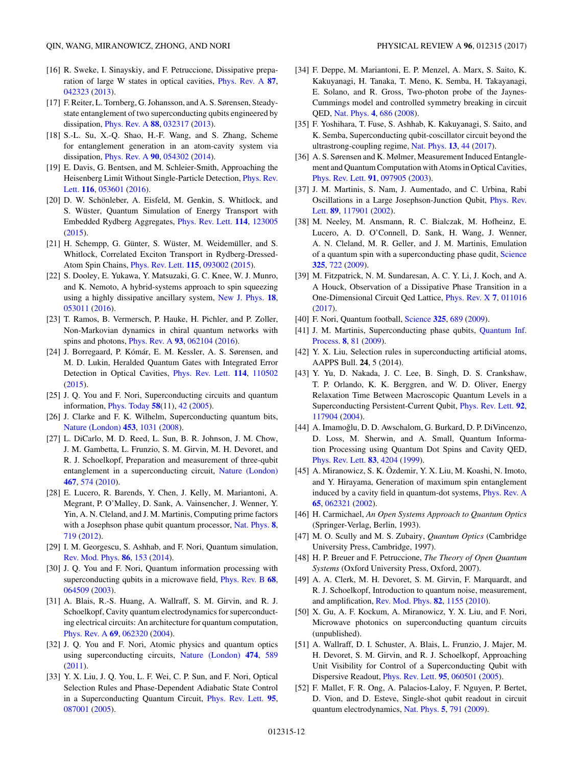[16] R. Sweke, I. Sinayskiy, and F. Petruccione, Dissipative preparation of large W states in optical cavities, Phys. Rev. A **87**, 042323 (2013).

[17] F. Reiter, L. Tornberg, G. Johansson, and A. S. Sørensen, Steady-state entanglement of two superconducting qubits engineered by dissipation, Phys. Rev. A **88**, 032317 (2013).

[18] S.-L. Su, X.-Q. Shao, H.-F. Wang, and S. Zhang, Scheme for entanglement generation in an atom-cavity system via dissipation, Phys. Rev. A **90**, 054302 (2014).

[19] E. Davis, G. Bentsen, and M. Schleier-Smith, Approaching the Heisenberg Limit Without Single-Particle Detection, Phys. Rev. Lett. **116**, 053601 (2016).

[20] D. W. Schönleber, A. Eisfeld, M. Genkin, S. Whitlock, and S. Wüster, Quantum Simulation of Energy Transport with Embedded Rydberg Aggregates, Phys. Rev. Lett. **114**, 123005 (2015).

[21] H. Schempp, G. Günter, S. Wüster, M. Weidemüller, and S. Whitlock, Correlated Exciton Transport in Rydberg-Dressed-Atom Spin Chains, Phys. Rev. Lett. **115**, 093002 (2015).

[22] S. Dooley, E. Yukawa, Y. Matsuzaki, G. C. Knee, W. J. Munro, and K. Nemoto, A hybrid-systems approach to spin squeezing using a highly dissipative ancillary system, New J. Phys. **18**, 053011 (2016).

[23] T. Ramos, B. Vermersch, P. Hauke, H. Pichler, and P. Zoller, Non-Markovian dynamics in chiral quantum networks with spins and photons, Phys. Rev. A **93**, 062104 (2016).

[24] J. Borregaard, P. Kómár, E. M. Kessler, A. S. Sørensen, and M. D. Lukin, Heralded Quantum Gates with Integrated Error Detection in Optical Cavities, Phys. Rev. Lett. **114**, 110502 (2015).

[25] J. Q. You and F. Nori, Superconducting circuits and quantum information, Phys. Today **58**(11), 42 (2005).

[26] J. Clarke and F. K. Wilhelm, Superconducting quantum bits, Nature (London) **453**, 1031 (2008).

[27] L. DiCarlo, M. D. Reed, L. Sun, B. R. Johnson, J. M. Chow, J. M. Gambetta, L. Frunzio, S. M. Girvin, M. H. Devoret, and R. J. Schoelkopf, Preparation and measurement of three-qubit entanglement in a superconducting circuit, Nature (London) **467**, 574 (2010).

[28] E. Lucero, R. Barends, Y. Chen, J. Kelly, M. Mariantoni, A. Megrant, P. O'Malley, D. Sank, A. Vainsencher, J. Wenner, Y. Yin, A. N. Cleland, and J. M. Martinis, Computing prime factors with a Josephson phase qubit quantum processor, Nat. Phys. **8**, 719 (2012).

[29] I. M. Georgescu, S. Ashhab, and F. Nori, Quantum simulation, Rev. Mod. Phys. **86**, 153 (2014).

[30] J. Q. You and F. Nori, Quantum information processing with superconducting qubits in a microwave field, Phys. Rev. B **68**, 064509 (2003).

[31] A. Blais, R.-S. Huang, A. Wallraff, S. M. Girvin, and R. J. Schoelkopf, Cavity quantum electrodynamics for superconducting electrical circuits: An architecture for quantum computation, Phys. Rev. A **69**, 062320 (2004).

[32] J. Q. You and F. Nori, Atomic physics and quantum optics using superconducting circuits, Nature (London) **474**, 589 (2011).

[33] Y. X. Liu, J. Q. You, L. F. Wei, C. P. Sun, and F. Nori, Optical Selection Rules and Phase-Dependent Adiabatic State Control in a Superconducting Quantum Circuit, Phys. Rev. Lett. **95**, 087001 (2005).

[34] F. Deppe, M. Mariantoni, E. P. Menzel, A. Marx, S. Saito, K. Kakuyanagi, H. Tanaka, T. Meno, K. Semba, H. Takayanagi, E. Solano, and R. Gross, Two-photon probe of the Jaynes-Cummings model and controlled symmetry breaking in circuit QED, Nat. Phys. **4**, 686 (2008).

[35] F. Yoshihara, T. Fuse, S. Ashhab, K. Kakuyanagi, S. Saito, and K. Semba, Superconducting qubit-oscillator circuit beyond the ultrastrong-coupling regime, Nat. Phys. **13**, 44 (2017).

[36] A. S. Sørensen and K. Mølmer, Measurement Induced Entanglement and Quantum Computation with Atoms in Optical Cavities, Phys. Rev. Lett. **91**, 097905 (2003).

[37] J. M. Martinis, S. Nam, J. Aumentado, and C. Urbina, Rabi Oscillations in a Large Josephson-Junction Qubit, Phys. Rev. Lett. **89**, 117901 (2002).

[38] M. Neeley, M. Ansmann, R. C. Bialczak, M. Hofheinz, E. Lucero, A. D. O'Connell, D. Sank, H. Wang, J. Wenner, A. N. Cleland, M. R. Geller, and J. M. Martinis, Emulation of a quantum spin with a superconducting phase qudit, Science **325**, 722 (2009).

[39] M. Fitzpatrick, N. M. Sundaresan, A. C. Y. Li, J. Koch, and A. A Houck, Observation of a Dissipative Phase Transition in a One-Dimensional Circuit Qed Lattice, Phys. Rev. X **7**, 011016 (2017).

[40] F. Nori, Quantum football, Science **325**, 689 (2009).

[41] J. M. Martinis, Superconducting phase qubits, Quantum Inf. Process. **8**, 81 (2009).

[42] Y. X. Liu, Selection rules in superconducting artificial atoms, AAPPS Bull. **24**, 5 (2014).

[43] Y. Yu, D. Nakada, J. C. Lee, B. Singh, D. S. Crankshaw, T. P. Orlando, K. K. Berggren, and W. D. Oliver, Energy Relaxation Time Between Macroscopic Quantum Levels in a Superconducting Persistent-Current Qubit, Phys. Rev. Lett. **92**, 117904 (2004).

[44] A. Imamoğlu, D. D. Awschalom, G. Burkard, D. P. DiVincenzo, D. Loss, M. Sherwin, and A. Small, Quantum Information Processing using Quantum Dot Spins and Cavity QED, Phys. Rev. Lett. **83**, 4204 (1999).

[45] A. Miranowicz, S. K. Özdemir, Y. X. Liu, M. Koashi, N. Imoto, and Y. Hirayama, Generation of maximum spin entanglement induced by a cavity field in quantum-dot systems, Phys. Rev. A **65**, 062321 (2002).

[46] H. Carmichael, *An Open Systems Approach to Quantum Optics* (Springer-Verlag, Berlin, 1993).

[47] M. O. Scully and M. S. Zubairy, *Quantum Optics* (Cambridge University Press, Cambridge, 1997).

[48] H. P. Breuer and F. Petruccione, *The Theory of Open Quantum Systems* (Oxford University Press, Oxford, 2007).

[49] A. A. Clerk, M. H. Devoret, S. M. Girvin, F. Marquardt, and R. J. Schoelkopf, Introduction to quantum noise, measurement, and amplification, Rev. Mod. Phys. **82**, 1155 (2010).

[50] X. Gu, A. F. Kockum, A. Miranowicz, Y. X. Liu, and F. Nori, Microwave photonics on superconducting quantum circuits (unpublished).

[51] A. Wallraff, D. I. Schuster, A. Blais, L. Frunzio, J. Majer, M. H. Devoret, S. M. Girvin, and R. J. Schoelkopf, Approaching Unit Visibility for Control of a Superconducting Qubit with Dispersive Readout, Phys. Rev. Lett. **95**, 060501 (2005).

[52] F. Mallet, F. R. Ong, A. Palacios-Laloy, F. Nguyen, P. Bertet, D. Vion, and D. Esteve, Single-shot qubit readout in circuit quantum electrodynamics, Nat. Phys. **5**, 791 (2009).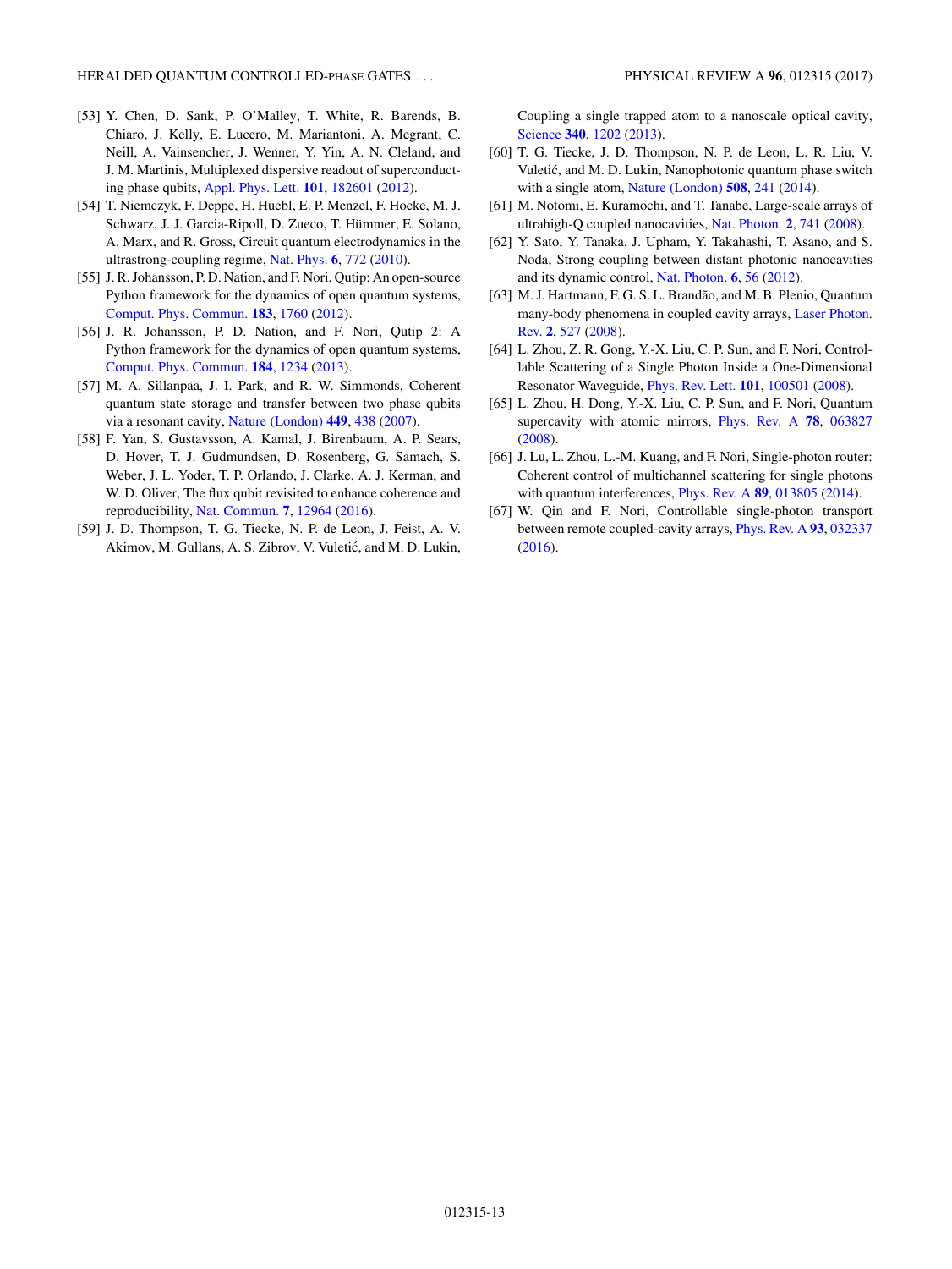[53] Y. Chen, D. Sank, P. O'Malley, T. White, R. Barends, B. Chiaro, J. Kelly, E. Lucero, M. Mariantoni, A. Megrant, C. Neill, A. Vainsencher, J. Wenner, Y. Yin, A. N. Cleland, and J. M. Martinis, Multiplexed dispersive readout of superconducting phase qubits, Appl. Phys. Lett. **101**, 182601 (2012).

[54] T. Niemczyk, F. Deppe, H. Huebl, E. P. Menzel, F. Hocke, M. J. Schwarz, J. J. Garcia-Ripoll, D. Zueco, T. Hümmer, E. Solano, A. Marx, and R. Gross, Circuit quantum electrodynamics in the ultrastrong-coupling regime, Nat. Phys. **6**, 772 (2010).

[55] J. R. Johansson, P. D. Nation, and F. Nori, Qutip: An open-source Python framework for the dynamics of open quantum systems, Comput. Phys. Commun. **183**, 1760 (2012).

[56] J. R. Johansson, P. D. Nation, and F. Nori, Qutip 2: A Python framework for the dynamics of open quantum systems, Comput. Phys. Commun. **184**, 1234 (2013).

[57] M. A. Sillanpää, J. I. Park, and R. W. Simmonds, Coherent quantum state storage and transfer between two phase qubits via a resonant cavity, Nature (London) **449**, 438 (2007).

[58] F. Yan, S. Gustavsson, A. Kamal, J. Birenbaum, A. P. Sears, D. Hover, T. J. Gudmundsen, D. Rosenberg, G. Samach, S. Weber, J. L. Yoder, T. P. Orlando, J. Clarke, A. J. Kerman, and W. D. Oliver, The flux qubit revisited to enhance coherence and reproducibility, Nat. Commun. **7**, 12964 (2016).

[59] J. D. Thompson, T. G. Tiecke, N. P. de Leon, J. Feist, A. V. Akimov, M. Gullans, A. S. Zibrov, V. Vuletić, and M. D. Lukin, Coupling a single trapped atom to a nanoscale optical cavity, Science **340**, 1202 (2013).

[60] T. G. Tiecke, J. D. Thompson, N. P. de Leon, L. R. Liu, V. Vuletić, and M. D. Lukin, Nanophotonic quantum phase switch with a single atom, Nature (London) **508**, 241 (2014).

[61] M. Notomi, E. Kuramochi, and T. Tanabe, Large-scale arrays of ultrahigh-Q coupled nanocavities, Nat. Photon. **2**, 741 (2008).

[62] Y. Sato, Y. Tanaka, J. Upham, Y. Takahashi, T. Asano, and S. Noda, Strong coupling between distant photonic nanocavities and its dynamic control, Nat. Photon. **6**, 56 (2012).

[63] M. J. Hartmann, F. G. S. L. Brandão, and M. B. Plenio, Quantum many-body phenomena in coupled cavity arrays, Laser Photon. Rev. **2**, 527 (2008).

[64] L. Zhou, Z. R. Gong, Y.-X. Liu, C. P. Sun, and F. Nori, Controllable Scattering of a Single Photon Inside a One-Dimensional Resonator Waveguide, Phys. Rev. Lett. **101**, 100501 (2008).

[65] L. Zhou, H. Dong, Y.-X. Liu, C. P. Sun, and F. Nori, Quantum supercavity with atomic mirrors, Phys. Rev. A **78**, 063827 (2008).

[66] J. Lu, L. Zhou, L.-M. Kuang, and F. Nori, Single-photon router: Coherent control of multichannel scattering for single photons with quantum interferences, Phys. Rev. A **89**, 013805 (2014).

[67] W. Qin and F. Nori, Controllable single-photon transport between remote coupled-cavity arrays, Phys. Rev. A **93**, 032337 (2016).